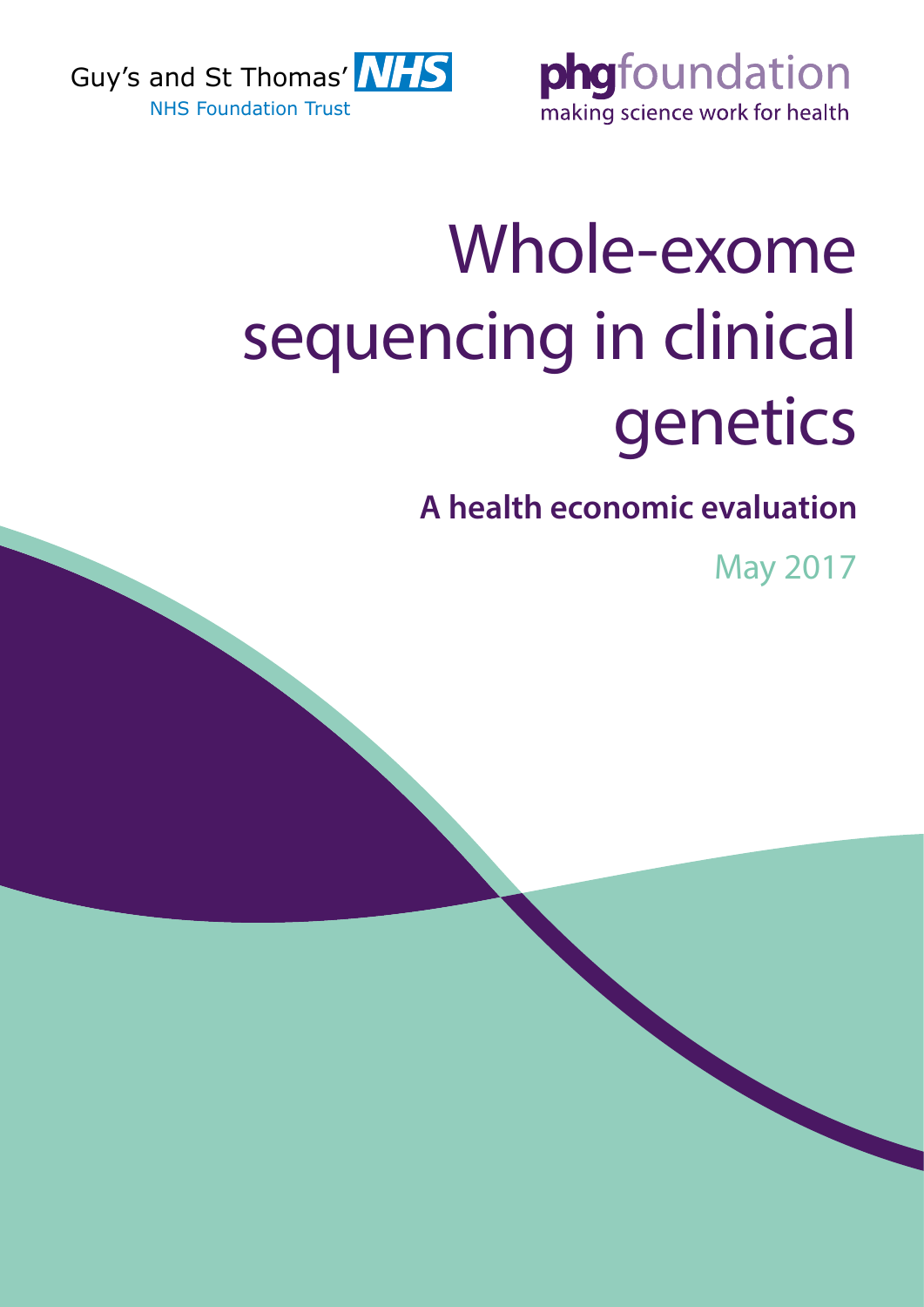Guy's and St Thomas' NHS

NHS Foundation Trust

phgfoundation

making science work for health

# Whole-exome sequencing in clinical genetics

## A health economic evaluation

May 2017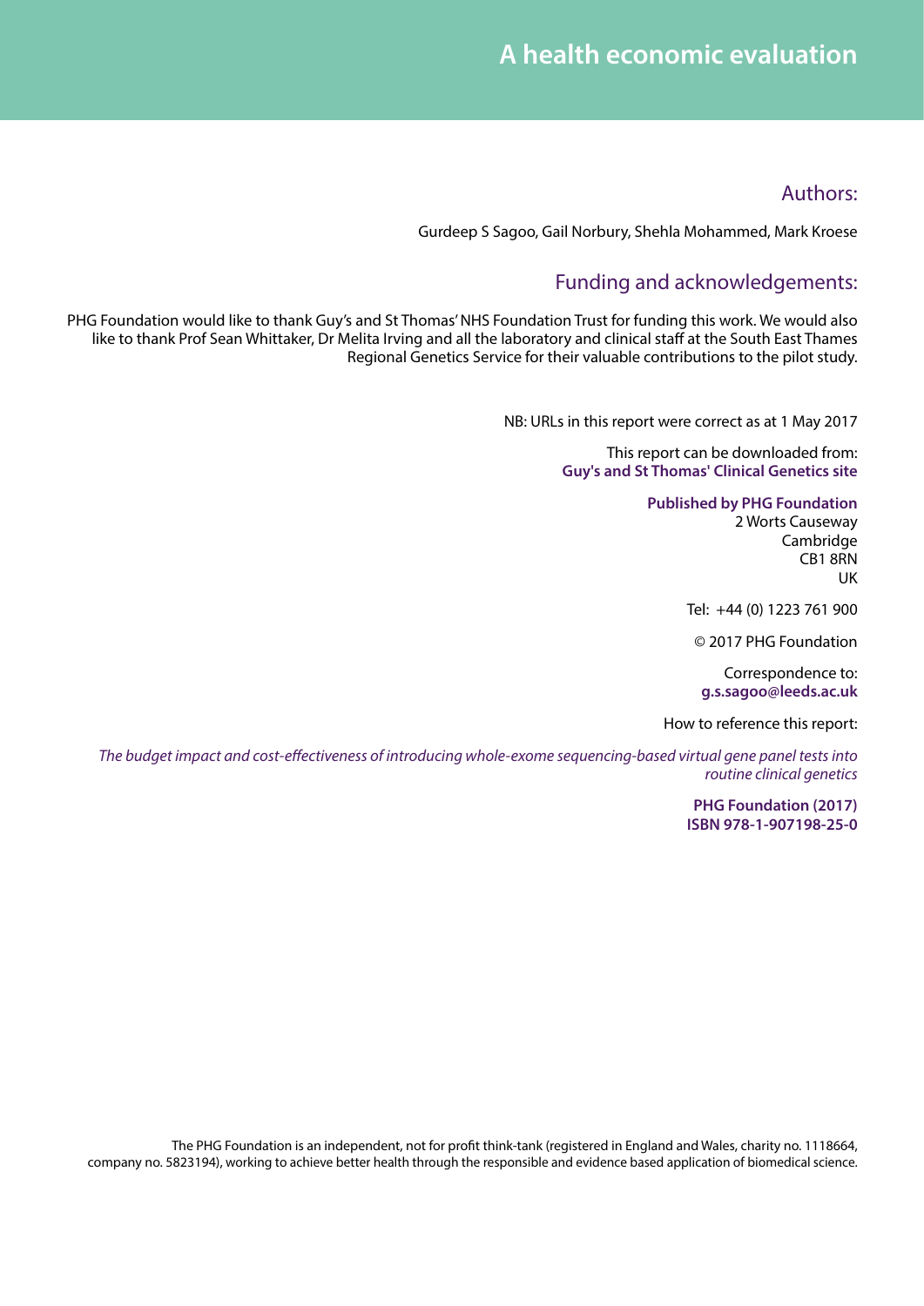# A health economic evaluation

## Authors:

Gurdeep S Sagoo, Gail Norbury, Shehla Mohammed, Mark Kroese

## Funding and acknowledgements:

PHG Foundation would like to thank Guy's and St Thomas' NHS Foundation Trust for funding this work. We would also like to thank Prof Sean Whittaker, Dr Melita Irving and all the laboratory and clinical staff at the South East Thames Regional Genetics Service for their valuable contributions to the pilot study.

NB: URLs in this report were correct as at 1 May 2017

This report can be downloaded from:
**Guy's and St Thomas' Clinical Genetics site**

**Published by PHG Foundation**
2 Worts Causeway
Cambridge
CB1 8RN
UK

Tel: +44 (0) 1223 761 900

© 2017 PHG Foundation

Correspondence to:
**g.s.sagoo@leeds.ac.uk**

How to reference this report:

*The budget impact and cost-effectiveness of introducing whole-exome sequencing-based virtual gene panel tests into routine clinical genetics*

**PHG Foundation (2017)**
**ISBN 978-1-907198-25-0**

The PHG Foundation is an independent, not for profit think-tank (registered in England and Wales, charity no. 1118664, company no. 5823194), working to achieve better health through the responsible and evidence based application of biomedical science.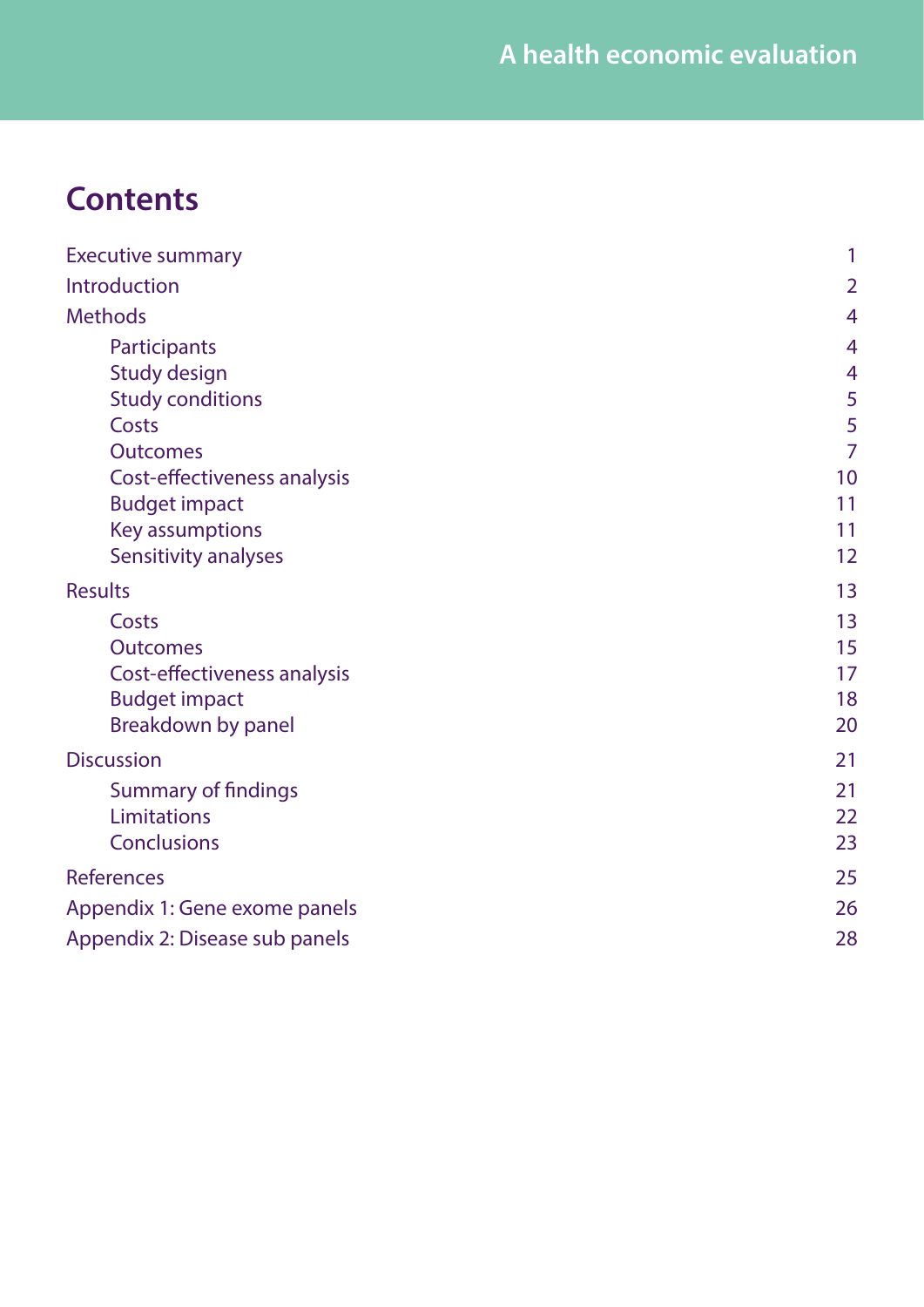# Contents

| | |
|---|---|
| Executive summary | 1 |
| Introduction | 2 |
| Methods | 4 |
| Participants | 4 |
| Study design | 4 |
| Study conditions | 5 |
| Costs | 5 |
| Outcomes | 7 |
| Cost-effectiveness analysis | 10 |
| Budget impact | 11 |
| Key assumptions | 11 |
| Sensitivity analyses | 12 |
| Results | 13 |
| Costs | 13 |
| Outcomes | 15 |
| Cost-effectiveness analysis | 17 |
| Budget impact | 18 |
| Breakdown by panel | 20 |
| Discussion | 21 |
| Summary of findings | 21 |
| Limitations | 22 |
| Conclusions | 23 |
| References | 25 |
| Appendix 1: Gene exome panels | 26 |
| Appendix 2: Disease sub panels | 28 |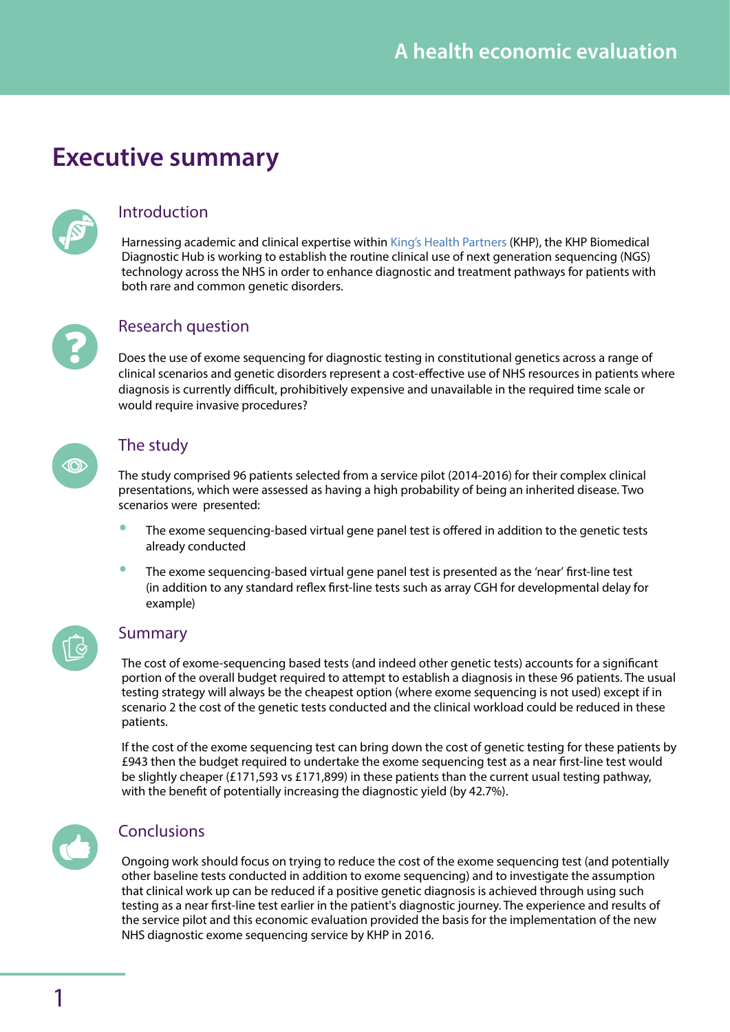# Executive summary

## Introduction

Harnessing academic and clinical expertise within King's Health Partners (KHP), the KHP Biomedical Diagnostic Hub is working to establish the routine clinical use of next generation sequencing (NGS) technology across the NHS in order to enhance diagnostic and treatment pathways for patients with both rare and common genetic disorders.

## Research question

Does the use of exome sequencing for diagnostic testing in constitutional genetics across a range of clinical scenarios and genetic disorders represent a cost-effective use of NHS resources in patients where diagnosis is currently difficult, prohibitively expensive and unavailable in the required time scale or would require invasive procedures?

## The study

The study comprised 96 patients selected from a service pilot (2014-2016) for their complex clinical presentations, which were assessed as having a high probability of being an inherited disease. Two scenarios were presented:

- The exome sequencing-based virtual gene panel test is offered in addition to the genetic tests already conducted
- The exome sequencing-based virtual gene panel test is presented as the 'near' first-line test (in addition to any standard reflex first-line tests such as array CGH for developmental delay for example)

## Summary

The cost of exome-sequencing based tests (and indeed other genetic tests) accounts for a significant portion of the overall budget required to attempt to establish a diagnosis in these 96 patients. The usual testing strategy will always be the cheapest option (where exome sequencing is not used) except if in scenario 2 the cost of the genetic tests conducted and the clinical workload could be reduced in these patients.

If the cost of the exome sequencing test can bring down the cost of genetic testing for these patients by £943 then the budget required to undertake the exome sequencing test as a near first-line test would be slightly cheaper (£171,593 vs £171,899) in these patients than the current usual testing pathway, with the benefit of potentially increasing the diagnostic yield (by 42.7%).

## Conclusions

Ongoing work should focus on trying to reduce the cost of the exome sequencing test (and potentially other baseline tests conducted in addition to exome sequencing) and to investigate the assumption that clinical work up can be reduced if a positive genetic diagnosis is achieved through using such testing as a near first-line test earlier in the patient's diagnostic journey. The experience and results of the service pilot and this economic evaluation provided the basis for the implementation of the new NHS diagnostic exome sequencing service by KHP in 2016.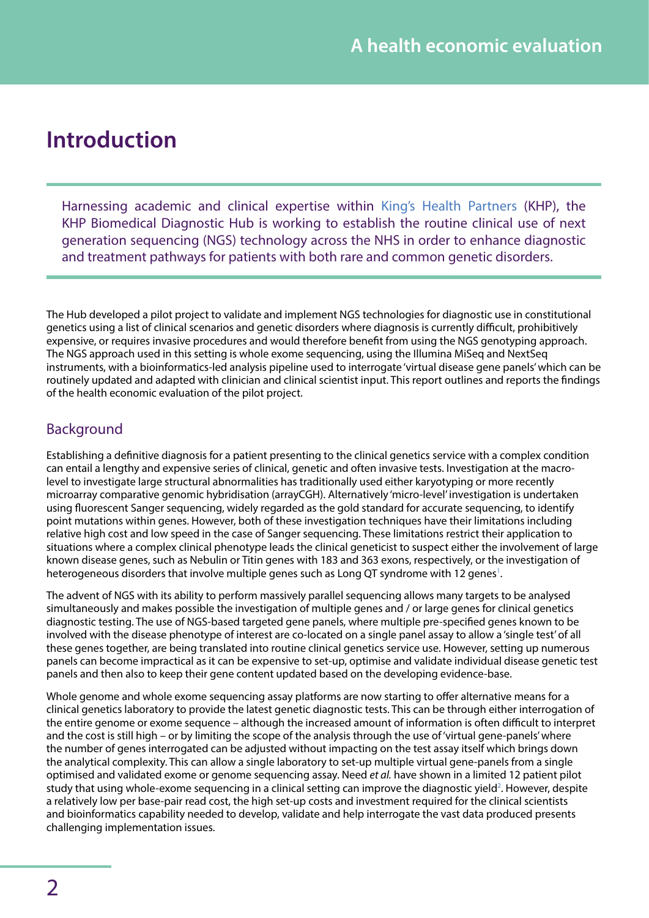# Introduction

Harnessing academic and clinical expertise within King's Health Partners (KHP), the KHP Biomedical Diagnostic Hub is working to establish the routine clinical use of next generation sequencing (NGS) technology across the NHS in order to enhance diagnostic and treatment pathways for patients with both rare and common genetic disorders.

The Hub developed a pilot project to validate and implement NGS technologies for diagnostic use in constitutional genetics using a list of clinical scenarios and genetic disorders where diagnosis is currently difficult, prohibitively expensive, or requires invasive procedures and would therefore benefit from using the NGS genotyping approach. The NGS approach used in this setting is whole exome sequencing, using the Illumina MiSeq and NextSeq instruments, with a bioinformatics-led analysis pipeline used to interrogate 'virtual disease gene panels' which can be routinely updated and adapted with clinician and clinical scientist input. This report outlines and reports the findings of the health economic evaluation of the pilot project.

## Background

Establishing a definitive diagnosis for a patient presenting to the clinical genetics service with a complex condition can entail a lengthy and expensive series of clinical, genetic and often invasive tests. Investigation at the macro-level to investigate large structural abnormalities has traditionally used either karyotyping or more recently microarray comparative genomic hybridisation (arrayCGH). Alternatively 'micro-level' investigation is undertaken using fluorescent Sanger sequencing, widely regarded as the gold standard for accurate sequencing, to identify point mutations within genes. However, both of these investigation techniques have their limitations including relative high cost and low speed in the case of Sanger sequencing. These limitations restrict their application to situations where a complex clinical phenotype leads the clinical geneticist to suspect either the involvement of large known disease genes, such as Nebulin or Titin genes with 183 and 363 exons, respectively, or the investigation of heterogeneous disorders that involve multiple genes such as Long QT syndrome with 12 genes[1].

The advent of NGS with its ability to perform massively parallel sequencing allows many targets to be analysed simultaneously and makes possible the investigation of multiple genes and / or large genes for clinical genetics diagnostic testing. The use of NGS-based targeted gene panels, where multiple pre-specified genes known to be involved with the disease phenotype of interest are co-located on a single panel assay to allow a 'single test' of all these genes together, are being translated into routine clinical genetics service use. However, setting up numerous panels can become impractical as it can be expensive to set-up, optimise and validate individual disease genetic test panels and then also to keep their gene content updated based on the developing evidence-base.

Whole genome and whole exome sequencing assay platforms are now starting to offer alternative means for a clinical genetics laboratory to provide the latest genetic diagnostic tests. This can be through either interrogation of the entire genome or exome sequence – although the increased amount of information is often difficult to interpret and the cost is still high – or by limiting the scope of the analysis through the use of 'virtual gene-panels' where the number of genes interrogated can be adjusted without impacting on the test assay itself which brings down the analytical complexity. This can allow a single laboratory to set-up multiple virtual gene-panels from a single optimised and validated exome or genome sequencing assay. Need *et al.* have shown in a limited 12 patient pilot study that using whole-exome sequencing in a clinical setting can improve the diagnostic yield[2]. However, despite a relatively low per base-pair read cost, the high set-up costs and investment required for the clinical scientists and bioinformatics capability needed to develop, validate and help interrogate the vast data produced presents challenging implementation issues.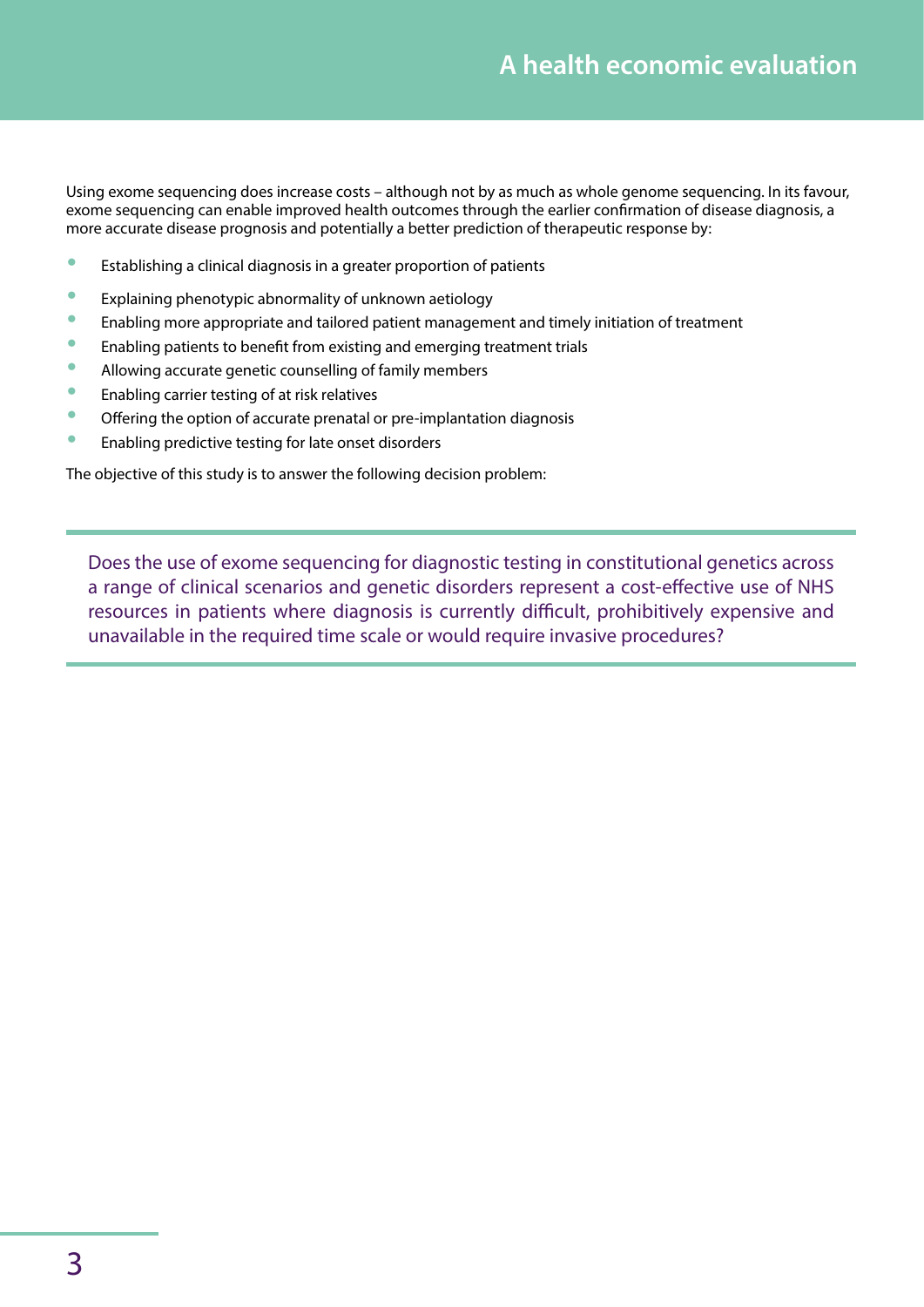Using exome sequencing does increase costs – although not by as much as whole genome sequencing. In its favour, exome sequencing can enable improved health outcomes through the earlier confirmation of disease diagnosis, a more accurate disease prognosis and potentially a better prediction of therapeutic response by:

- Establishing a clinical diagnosis in a greater proportion of patients
- Explaining phenotypic abnormality of unknown aetiology
- Enabling more appropriate and tailored patient management and timely initiation of treatment
- Enabling patients to benefit from existing and emerging treatment trials
- Allowing accurate genetic counselling of family members
- Enabling carrier testing of at risk relatives
- Offering the option of accurate prenatal or pre-implantation diagnosis
- Enabling predictive testing for late onset disorders

The objective of this study is to answer the following decision problem:

> Does the use of exome sequencing for diagnostic testing in constitutional genetics across a range of clinical scenarios and genetic disorders represent a cost-effective use of NHS resources in patients where diagnosis is currently difficult, prohibitively expensive and unavailable in the required time scale or would require invasive procedures?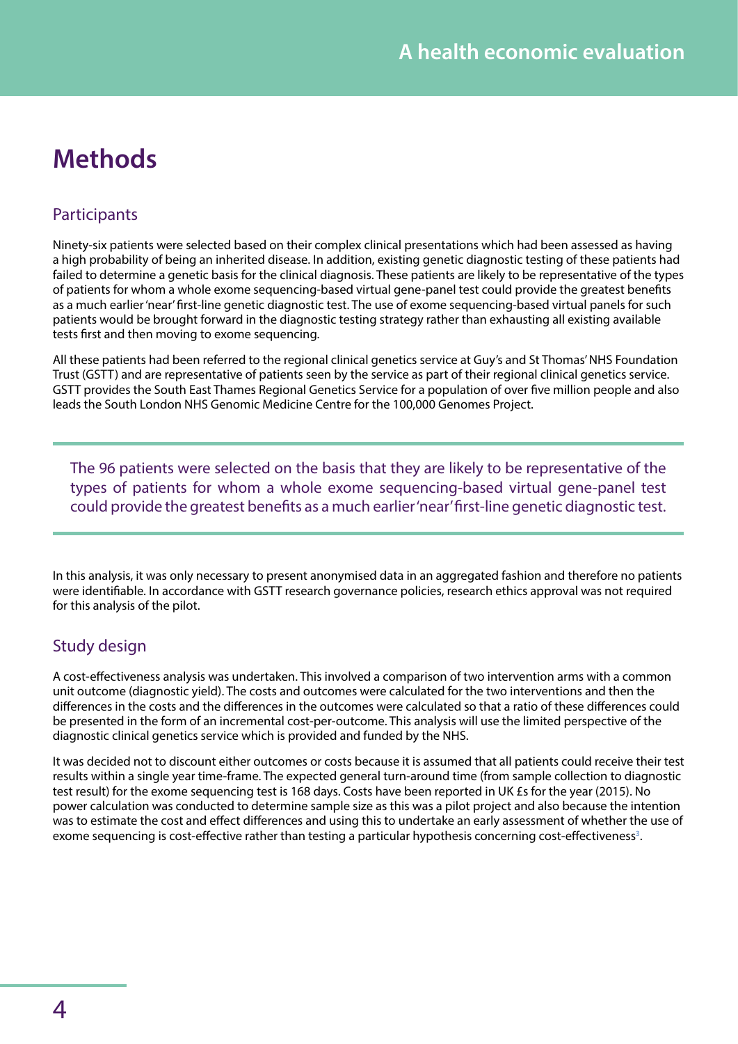# Methods

## Participants

Ninety-six patients were selected based on their complex clinical presentations which had been assessed as having a high probability of being an inherited disease. In addition, existing genetic diagnostic testing of these patients had failed to determine a genetic basis for the clinical diagnosis. These patients are likely to be representative of the types of patients for whom a whole exome sequencing-based virtual gene-panel test could provide the greatest benefits as a much earlier 'near' first-line genetic diagnostic test. The use of exome sequencing-based virtual panels for such patients would be brought forward in the diagnostic testing strategy rather than exhausting all existing available tests first and then moving to exome sequencing.

All these patients had been referred to the regional clinical genetics service at Guy's and St Thomas' NHS Foundation Trust (GSTT) and are representative of patients seen by the service as part of their regional clinical genetics service. GSTT provides the South East Thames Regional Genetics Service for a population of over five million people and also leads the South London NHS Genomic Medicine Centre for the 100,000 Genomes Project.

> The 96 patients were selected on the basis that they are likely to be representative of the types of patients for whom a whole exome sequencing-based virtual gene-panel test could provide the greatest benefits as a much earlier 'near' first-line genetic diagnostic test.

In this analysis, it was only necessary to present anonymised data in an aggregated fashion and therefore no patients were identifiable. In accordance with GSTT research governance policies, research ethics approval was not required for this analysis of the pilot.

## Study design

A cost-effectiveness analysis was undertaken. This involved a comparison of two intervention arms with a common unit outcome (diagnostic yield). The costs and outcomes were calculated for the two interventions and then the differences in the costs and the differences in the outcomes were calculated so that a ratio of these differences could be presented in the form of an incremental cost-per-outcome. This analysis will use the limited perspective of the diagnostic clinical genetics service which is provided and funded by the NHS.

It was decided not to discount either outcomes or costs because it is assumed that all patients could receive their test results within a single year time-frame. The expected general turn-around time (from sample collection to diagnostic test result) for the exome sequencing test is 168 days. Costs have been reported in UK £s for the year (2015). No power calculation was conducted to determine sample size as this was a pilot project and also because the intention was to estimate the cost and effect differences and using this to undertake an early assessment of whether the use of exome sequencing is cost-effective rather than testing a particular hypothesis concerning cost-effectiveness[3].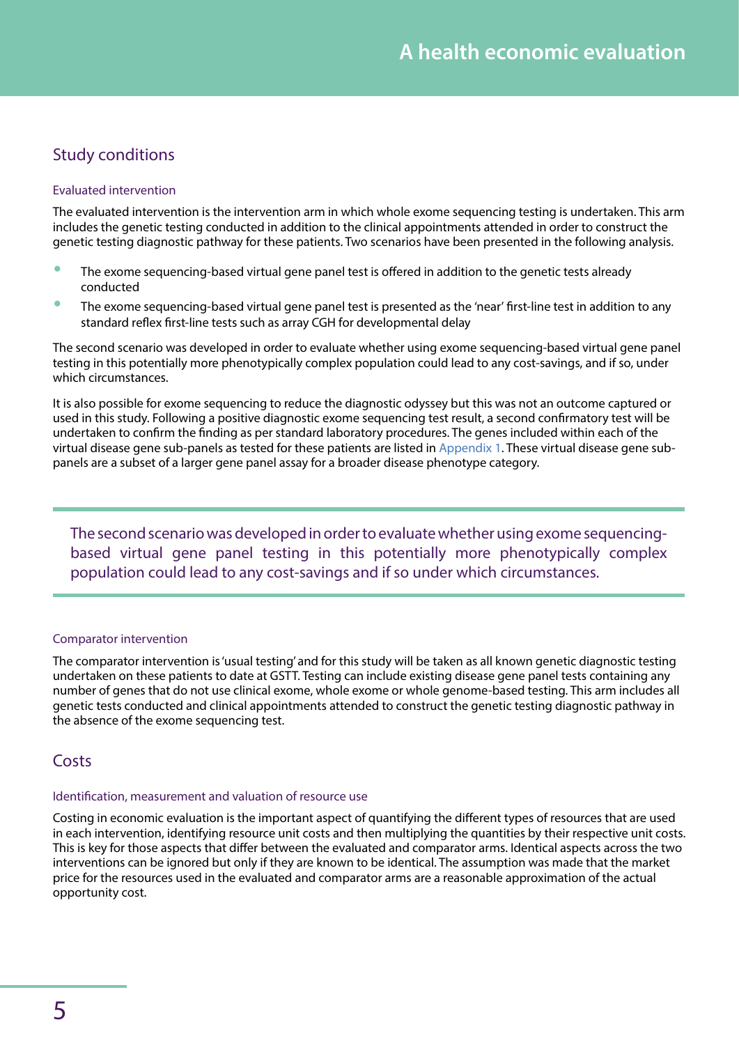## Study conditions

### Evaluated intervention

The evaluated intervention is the intervention arm in which whole exome sequencing testing is undertaken. This arm includes the genetic testing conducted in addition to the clinical appointments attended in order to construct the genetic testing diagnostic pathway for these patients. Two scenarios have been presented in the following analysis.

- The exome sequencing-based virtual gene panel test is offered in addition to the genetic tests already conducted
- The exome sequencing-based virtual gene panel test is presented as the 'near' first-line test in addition to any standard reflex first-line tests such as array CGH for developmental delay

The second scenario was developed in order to evaluate whether using exome sequencing-based virtual gene panel testing in this potentially more phenotypically complex population could lead to any cost-savings, and if so, under which circumstances.

It is also possible for exome sequencing to reduce the diagnostic odyssey but this was not an outcome captured or used in this study. Following a positive diagnostic exome sequencing test result, a second confirmatory test will be undertaken to confirm the finding as per standard laboratory procedures. The genes included within each of the virtual disease gene sub-panels as tested for these patients are listed in Appendix 1. These virtual disease gene sub-panels are a subset of a larger gene panel assay for a broader disease phenotype category.

> The second scenario was developed in order to evaluate whether using exome sequencing-based virtual gene panel testing in this potentially more phenotypically complex population could lead to any cost-savings and if so under which circumstances.

### Comparator intervention

The comparator intervention is 'usual testing' and for this study will be taken as all known genetic diagnostic testing undertaken on these patients to date at GSTT. Testing can include existing disease gene panel tests containing any number of genes that do not use clinical exome, whole exome or whole genome-based testing. This arm includes all genetic tests conducted and clinical appointments attended to construct the genetic testing diagnostic pathway in the absence of the exome sequencing test.

## Costs

### Identification, measurement and valuation of resource use

Costing in economic evaluation is the important aspect of quantifying the different types of resources that are used in each intervention, identifying resource unit costs and then multiplying the quantities by their respective unit costs. This is key for those aspects that differ between the evaluated and comparator arms. Identical aspects across the two interventions can be ignored but only if they are known to be identical. The assumption was made that the market price for the resources used in the evaluated and comparator arms are a reasonable approximation of the actual opportunity cost.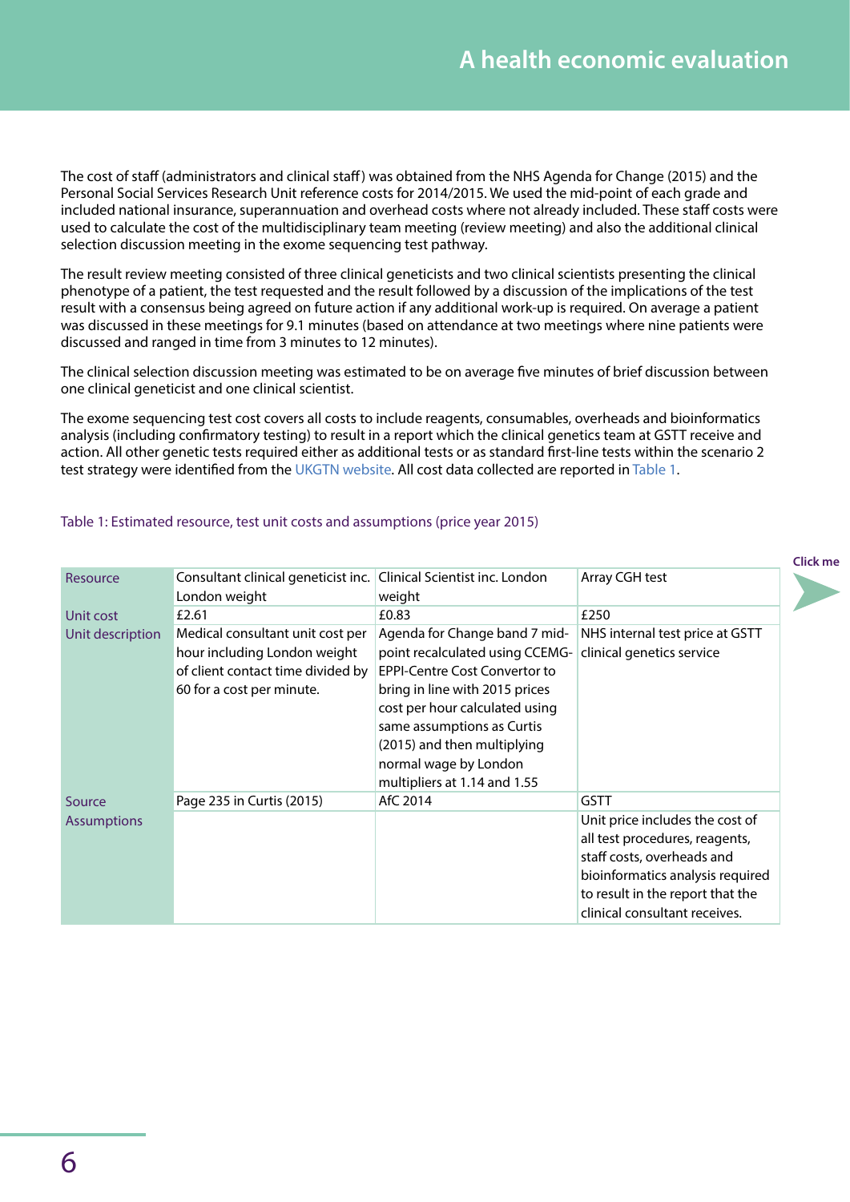The cost of staff (administrators and clinical staff) was obtained from the NHS Agenda for Change (2015) and the Personal Social Services Research Unit reference costs for 2014/2015. We used the mid-point of each grade and included national insurance, superannuation and overhead costs where not already included. These staff costs were used to calculate the cost of the multidisciplinary team meeting (review meeting) and also the additional clinical selection discussion meeting in the exome sequencing test pathway.

The result review meeting consisted of three clinical geneticists and two clinical scientists presenting the clinical phenotype of a patient, the test requested and the result followed by a discussion of the implications of the test result with a consensus being agreed on future action if any additional work-up is required. On average a patient was discussed in these meetings for 9.1 minutes (based on attendance at two meetings where nine patients were discussed and ranged in time from 3 minutes to 12 minutes).

The clinical selection discussion meeting was estimated to be on average five minutes of brief discussion between one clinical geneticist and one clinical scientist.

The exome sequencing test cost covers all costs to include reagents, consumables, overheads and bioinformatics analysis (including confirmatory testing) to result in a report which the clinical genetics team at GSTT receive and action. All other genetic tests required either as additional tests or as standard first-line tests within the scenario 2 test strategy were identified from the UKGTN website. All cost data collected are reported in Table 1.

Table 1: Estimated resource, test unit costs and assumptions (price year 2015)

| Resource | Consultant clinical geneticist inc. London weight | Clinical Scientist inc. London weight | Array CGH test |
|---|---|---|---|
| Unit cost | £2.61 | £0.83 | £250 |
| Unit description | Medical consultant unit cost per hour including London weight of client contact time divided by 60 for a cost per minute. | Agenda for Change band 7 mid-point recalculated using CCEMG-EPPI-Centre Cost Convertor to bring in line with 2015 prices cost per hour calculated using same assumptions as Curtis (2015) and then multiplying normal wage by London multipliers at 1.14 and 1.55 | NHS internal test price at GSTT clinical genetics service |
| Source | Page 235 in Curtis (2015) | AfC 2014 | GSTT |
| Assumptions | | | Unit price includes the cost of all test procedures, reagents, staff costs, overheads and bioinformatics analysis required to result in the report that the clinical consultant receives. |

Click me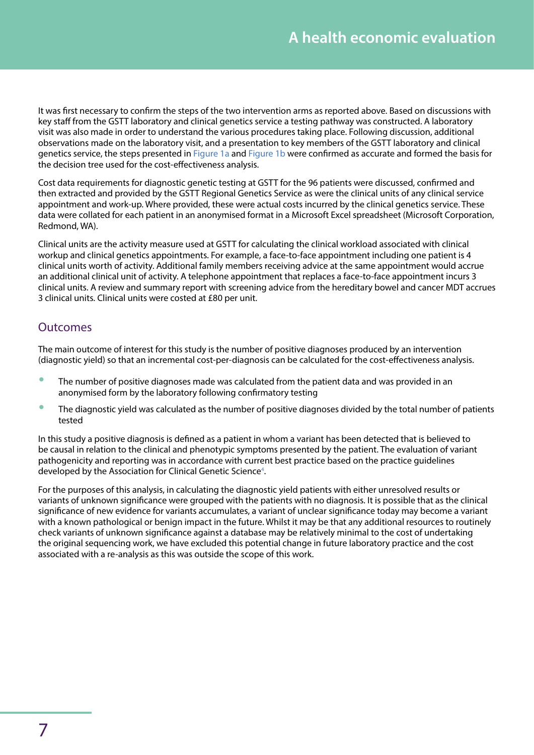It was first necessary to confirm the steps of the two intervention arms as reported above. Based on discussions with key staff from the GSTT laboratory and clinical genetics service a testing pathway was constructed. A laboratory visit was also made in order to understand the various procedures taking place. Following discussion, additional observations made on the laboratory visit, and a presentation to key members of the GSTT laboratory and clinical genetics service, the steps presented in Figure 1a and Figure 1b were confirmed as accurate and formed the basis for the decision tree used for the cost-effectiveness analysis.

Cost data requirements for diagnostic genetic testing at GSTT for the 96 patients were discussed, confirmed and then extracted and provided by the GSTT Regional Genetics Service as were the clinical units of any clinical service appointment and work-up. Where provided, these were actual costs incurred by the clinical genetics service. These data were collated for each patient in an anonymised format in a Microsoft Excel spreadsheet (Microsoft Corporation, Redmond, WA).

Clinical units are the activity measure used at GSTT for calculating the clinical workload associated with clinical workup and clinical genetics appointments. For example, a face-to-face appointment including one patient is 4 clinical units worth of activity. Additional family members receiving advice at the same appointment would accrue an additional clinical unit of activity. A telephone appointment that replaces a face-to-face appointment incurs 3 clinical units. A review and summary report with screening advice from the hereditary bowel and cancer MDT accrues 3 clinical units. Clinical units were costed at £80 per unit.

## Outcomes

The main outcome of interest for this study is the number of positive diagnoses produced by an intervention (diagnostic yield) so that an incremental cost-per-diagnosis can be calculated for the cost-effectiveness analysis.

- The number of positive diagnoses made was calculated from the patient data and was provided in an anonymised form by the laboratory following confirmatory testing
- The diagnostic yield was calculated as the number of positive diagnoses divided by the total number of patients tested

In this study a positive diagnosis is defined as a patient in whom a variant has been detected that is believed to be causal in relation to the clinical and phenotypic symptoms presented by the patient. The evaluation of variant pathogenicity and reporting was in accordance with current best practice based on the practice guidelines developed by the Association for Clinical Genetic Science[4].

For the purposes of this analysis, in calculating the diagnostic yield patients with either unresolved results or variants of unknown significance were grouped with the patients with no diagnosis. It is possible that as the clinical significance of new evidence for variants accumulates, a variant of unclear significance today may become a variant with a known pathological or benign impact in the future. Whilst it may be that any additional resources to routinely check variants of unknown significance against a database may be relatively minimal to the cost of undertaking the original sequencing work, we have excluded this potential change in future laboratory practice and the cost associated with a re-analysis as this was outside the scope of this work.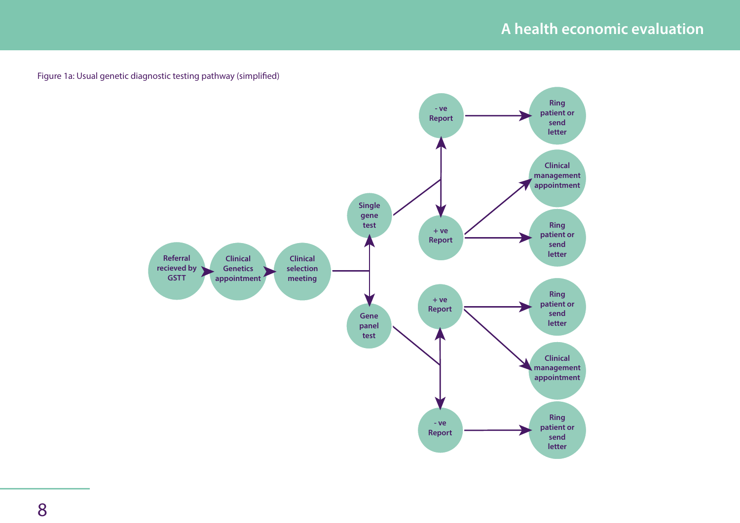Figure 1a: Usual genetic diagnostic testing pathway (simplified)

Referral recieved by GSTT → Clinical Genetics appointment → Clinical selection meeting

- Single gene test
  - - ve Report → Ring patient or send letter
  - + ve Report → Clinical management appointment
  - + ve Report → Ring patient or send letter
- Gene panel test
  - + ve Report → Ring patient or send letter
  - + ve Report → Clinical management appointment
  - - ve Report → Ring patient or send letter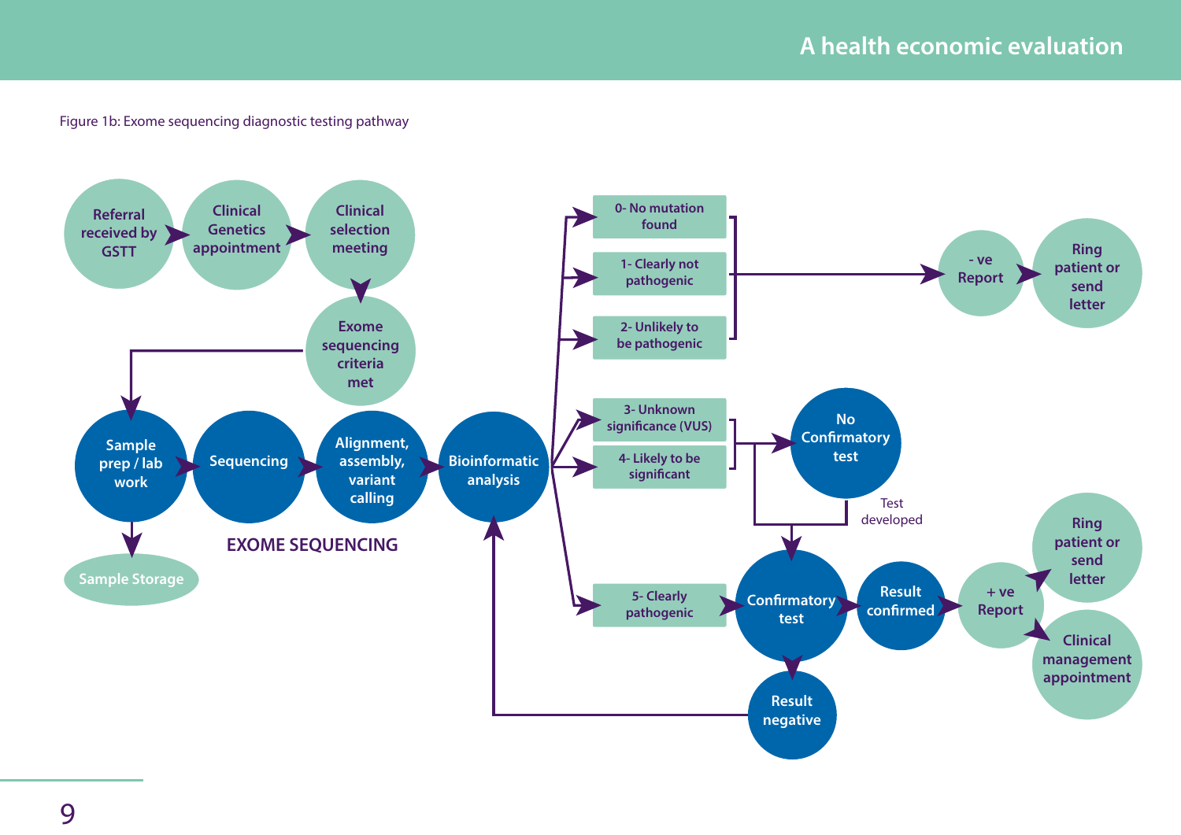Figure 1b: Exome sequencing diagnostic testing pathway

Referral received by GSTT → Clinical Genetics appointment → Clinical selection meeting → Exome sequencing criteria met

EXOME SEQUENCING

Sample prep / lab work → Sequencing → Alignment, assembly, variant calling → Bioinformatic analysis

Sample prep / lab work → Sample Storage

Bioinformatic analysis →

- 0- No mutation found
- 1- Clearly not pathogenic
- 2- Unlikely to be pathogenic

→ - ve Report → Ring patient or send letter

- 3- Unknown significance (VUS)
- 4- Likely to be significant

→ No Confirmatory test → Test developed → Confirmatory test

- 5- Clearly pathogenic → Confirmatory test

Confirmatory test → Result confirmed → + ve Report → Ring patient or send letter; Clinical management appointment

Confirmatory test → Result negative → Bioinformatic analysis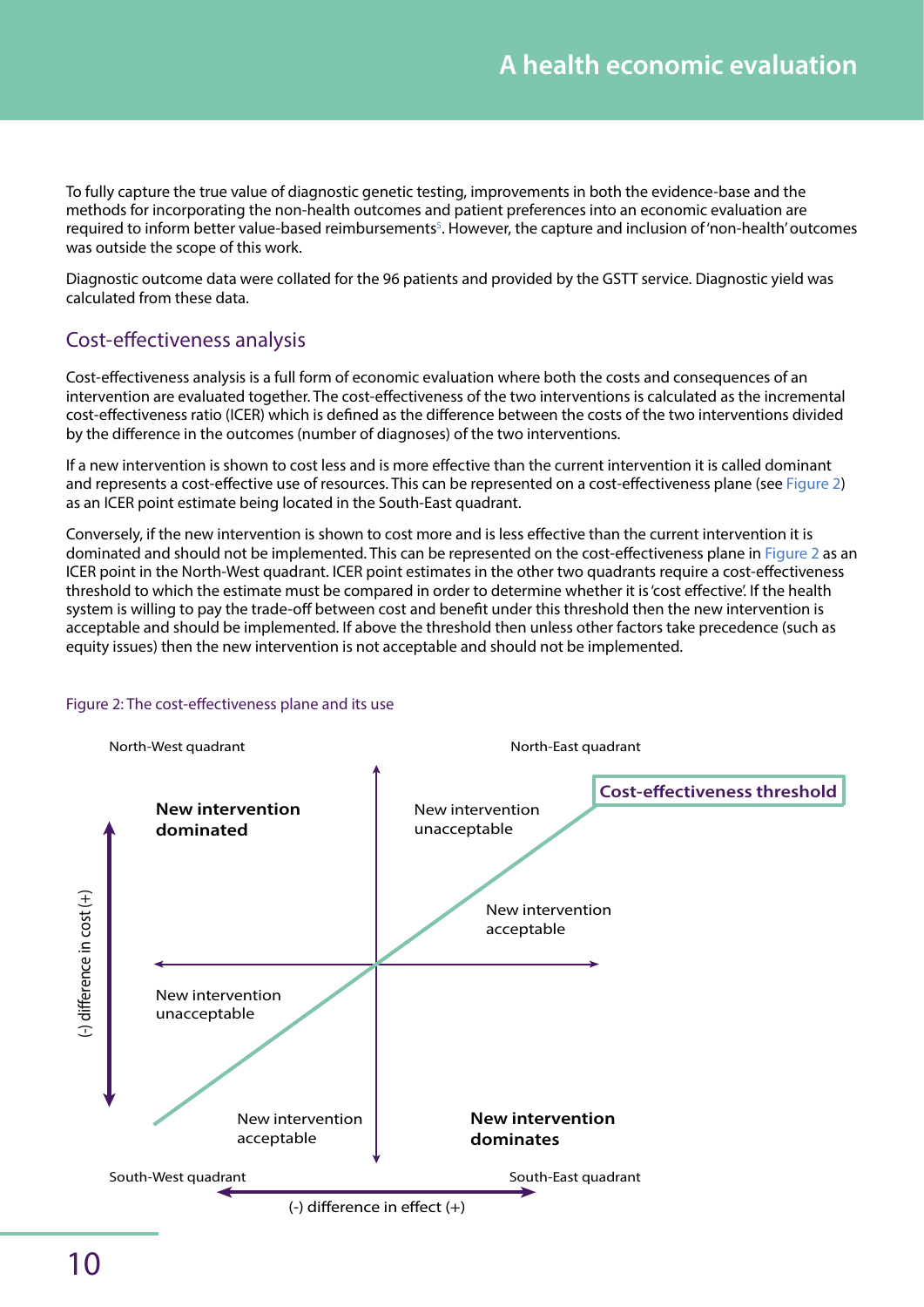To fully capture the true value of diagnostic genetic testing, improvements in both the evidence-base and the methods for incorporating the non-health outcomes and patient preferences into an economic evaluation are required to inform better value-based reimbursements[5]. However, the capture and inclusion of 'non-health' outcomes was outside the scope of this work.

Diagnostic outcome data were collated for the 96 patients and provided by the GSTT service. Diagnostic yield was calculated from these data.

## Cost-effectiveness analysis

Cost-effectiveness analysis is a full form of economic evaluation where both the costs and consequences of an intervention are evaluated together. The cost-effectiveness of the two interventions is calculated as the incremental cost-effectiveness ratio (ICER) which is defined as the difference between the costs of the two interventions divided by the difference in the outcomes (number of diagnoses) of the two interventions.

If a new intervention is shown to cost less and is more effective than the current intervention it is called dominant and represents a cost-effective use of resources. This can be represented on a cost-effectiveness plane (see Figure 2) as an ICER point estimate being located in the South-East quadrant.

Conversely, if the new intervention is shown to cost more and is less effective than the current intervention it is dominated and should not be implemented. This can be represented on the cost-effectiveness plane in Figure 2 as an ICER point in the North-West quadrant. ICER point estimates in the other two quadrants require a cost-effectiveness threshold to which the estimate must be compared in order to determine whether it is 'cost effective'. If the health system is willing to pay the trade-off between cost and benefit under this threshold then the new intervention is acceptable and should be implemented. If above the threshold then unless other factors take precedence (such as equity issues) then the new intervention is not acceptable and should not be implemented.

Figure 2: The cost-effectiveness plane and its use

North-West quadrant | North-East quadrant

**Cost-effectiveness threshold**

**New intervention dominated**

New intervention unacceptable

New intervention acceptable

New intervention unacceptable

New intervention acceptable

**New intervention dominates**

South-West quadrant | South-East quadrant

(-) difference in cost (+)

(-) difference in effect (+)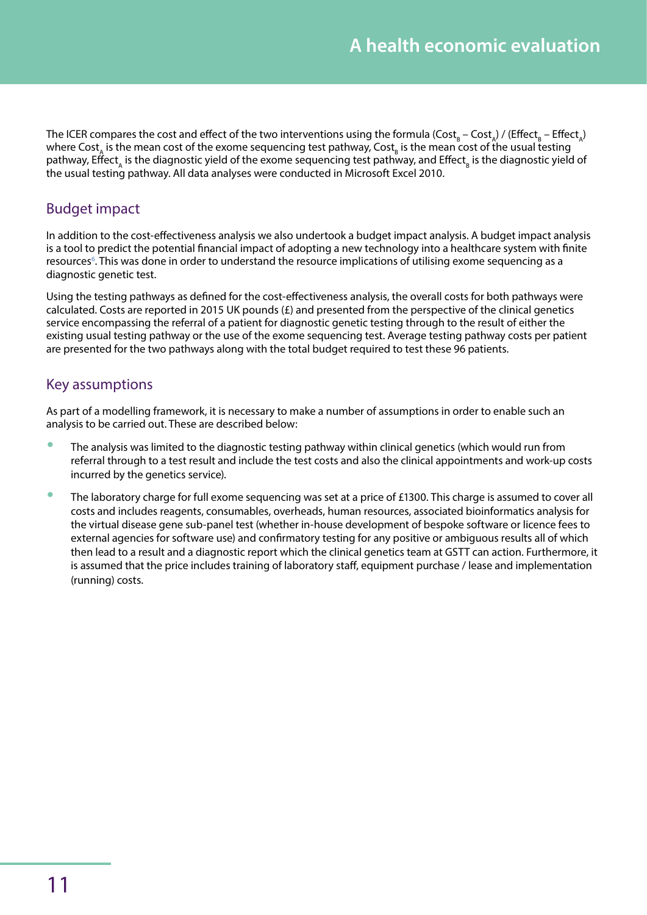The ICER compares the cost and effect of the two interventions using the formula $(Cost_B - Cost_A) / (Effect_B - Effect_A)$ where $Cost_A$ is the mean cost of the exome sequencing test pathway, $Cost_B$ is the mean cost of the usual testing pathway, $Effect_A$ is the diagnostic yield of the exome sequencing test pathway, and $Effect_B$ is the diagnostic yield of the usual testing pathway. All data analyses were conducted in Microsoft Excel 2010.

## Budget impact

In addition to the cost-effectiveness analysis we also undertook a budget impact analysis. A budget impact analysis is a tool to predict the potential financial impact of adopting a new technology into a healthcare system with finite resources[6]. This was done in order to understand the resource implications of utilising exome sequencing as a diagnostic genetic test.

Using the testing pathways as defined for the cost-effectiveness analysis, the overall costs for both pathways were calculated. Costs are reported in 2015 UK pounds (£) and presented from the perspective of the clinical genetics service encompassing the referral of a patient for diagnostic genetic testing through to the result of either the existing usual testing pathway or the use of the exome sequencing test. Average testing pathway costs per patient are presented for the two pathways along with the total budget required to test these 96 patients.

## Key assumptions

As part of a modelling framework, it is necessary to make a number of assumptions in order to enable such an analysis to be carried out. These are described below:

- The analysis was limited to the diagnostic testing pathway within clinical genetics (which would run from referral through to a test result and include the test costs and also the clinical appointments and work-up costs incurred by the genetics service).
- The laboratory charge for full exome sequencing was set at a price of £1300. This charge is assumed to cover all costs and includes reagents, consumables, overheads, human resources, associated bioinformatics analysis for the virtual disease gene sub-panel test (whether in-house development of bespoke software or licence fees to external agencies for software use) and confirmatory testing for any positive or ambiguous results all of which then lead to a result and a diagnostic report which the clinical genetics team at GSTT can action. Furthermore, it is assumed that the price includes training of laboratory staff, equipment purchase / lease and implementation (running) costs.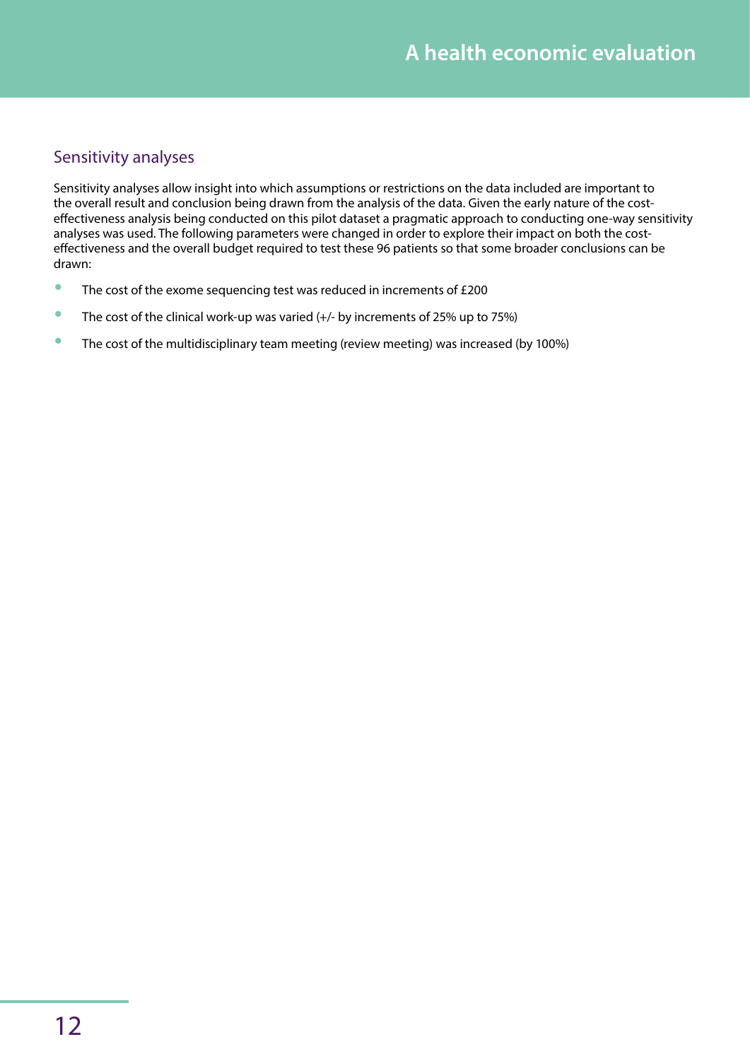## Sensitivity analyses

Sensitivity analyses allow insight into which assumptions or restrictions on the data included are important to the overall result and conclusion being drawn from the analysis of the data. Given the early nature of the cost-effectiveness analysis being conducted on this pilot dataset a pragmatic approach to conducting one-way sensitivity analyses was used. The following parameters were changed in order to explore their impact on both the cost-effectiveness and the overall budget required to test these 96 patients so that some broader conclusions can be drawn:

- The cost of the exome sequencing test was reduced in increments of £200
- The cost of the clinical work-up was varied (+/- by increments of 25% up to 75%)
- The cost of the multidisciplinary team meeting (review meeting) was increased (by 100%)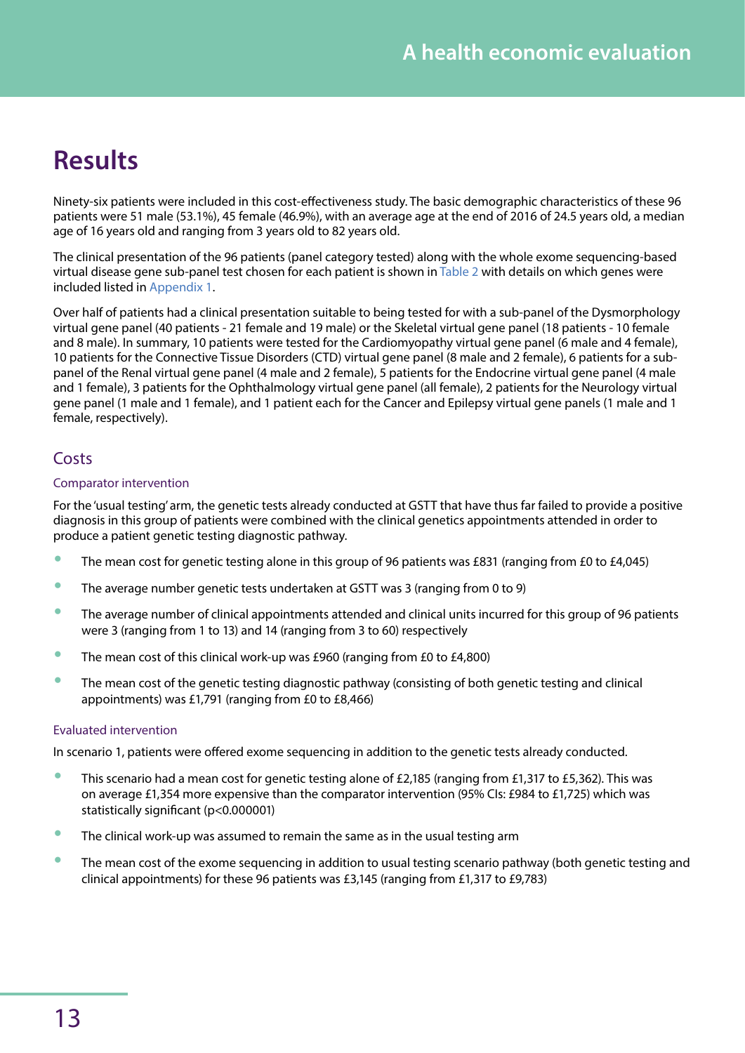# Results

Ninety-six patients were included in this cost-effectiveness study. The basic demographic characteristics of these 96 patients were 51 male (53.1%), 45 female (46.9%), with an average age at the end of 2016 of 24.5 years old, a median age of 16 years old and ranging from 3 years old to 82 years old.

The clinical presentation of the 96 patients (panel category tested) along with the whole exome sequencing-based virtual disease gene sub-panel test chosen for each patient is shown in Table 2 with details on which genes were included listed in Appendix 1.

Over half of patients had a clinical presentation suitable to being tested for with a sub-panel of the Dysmorphology virtual gene panel (40 patients - 21 female and 19 male) or the Skeletal virtual gene panel (18 patients - 10 female and 8 male). In summary, 10 patients were tested for the Cardiomyopathy virtual gene panel (6 male and 4 female), 10 patients for the Connective Tissue Disorders (CTD) virtual gene panel (8 male and 2 female), 6 patients for a sub-panel of the Renal virtual gene panel (4 male and 2 female), 5 patients for the Endocrine virtual gene panel (4 male and 1 female), 3 patients for the Ophthalmology virtual gene panel (all female), 2 patients for the Neurology virtual gene panel (1 male and 1 female), and 1 patient each for the Cancer and Epilepsy virtual gene panels (1 male and 1 female, respectively).

## Costs

### Comparator intervention

For the 'usual testing' arm, the genetic tests already conducted at GSTT that have thus far failed to provide a positive diagnosis in this group of patients were combined with the clinical genetics appointments attended in order to produce a patient genetic testing diagnostic pathway.

- The mean cost for genetic testing alone in this group of 96 patients was £831 (ranging from £0 to £4,045)
- The average number genetic tests undertaken at GSTT was 3 (ranging from 0 to 9)
- The average number of clinical appointments attended and clinical units incurred for this group of 96 patients were 3 (ranging from 1 to 13) and 14 (ranging from 3 to 60) respectively
- The mean cost of this clinical work-up was £960 (ranging from £0 to £4,800)
- The mean cost of the genetic testing diagnostic pathway (consisting of both genetic testing and clinical appointments) was £1,791 (ranging from £0 to £8,466)

### Evaluated intervention

In scenario 1, patients were offered exome sequencing in addition to the genetic tests already conducted.

- This scenario had a mean cost for genetic testing alone of £2,185 (ranging from £1,317 to £5,362). This was on average £1,354 more expensive than the comparator intervention (95% CIs: £984 to £1,725) which was statistically significant ($p<0.000001$)
- The clinical work-up was assumed to remain the same as in the usual testing arm
- The mean cost of the exome sequencing in addition to usual testing scenario pathway (both genetic testing and clinical appointments) for these 96 patients was £3,145 (ranging from £1,317 to £9,783)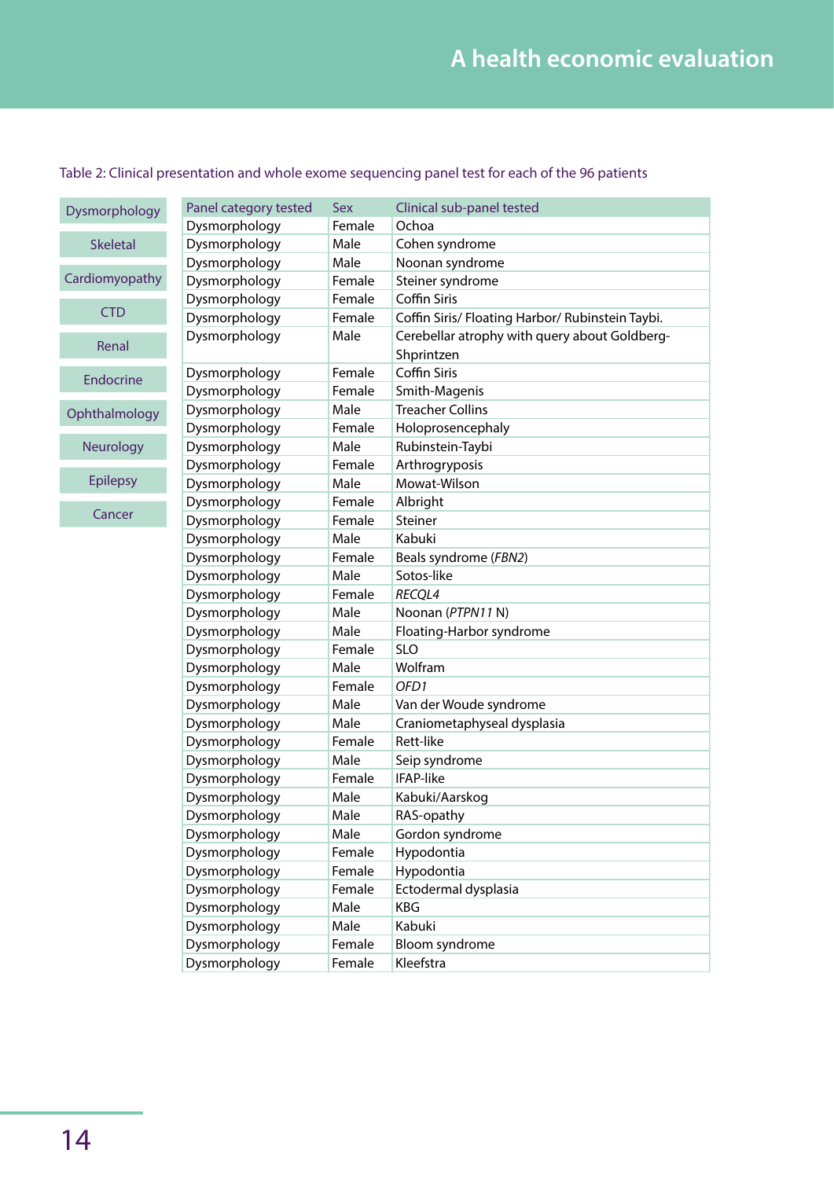Table 2: Clinical presentation and whole exome sequencing panel test for each of the 96 patients

Dysmorphology

Skeletal

Cardiomyopathy

CTD

Renal

Endocrine

Ophthalmology

Neurology

Epilepsy

Cancer

| Panel category tested | Sex | Clinical sub-panel tested |
|---|---|---|
| Dysmorphology | Female | Ochoa |
| Dysmorphology | Male | Cohen syndrome |
| Dysmorphology | Male | Noonan syndrome |
| Dysmorphology | Female | Steiner syndrome |
| Dysmorphology | Female | Coffin Siris |
| Dysmorphology | Female | Coffin Siris/ Floating Harbor/ Rubinstein Taybi. |
| Dysmorphology | Male | Cerebellar atrophy with query about Goldberg-Shprintzen |
| Dysmorphology | Female | Coffin Siris |
| Dysmorphology | Female | Smith-Magenis |
| Dysmorphology | Male | Treacher Collins |
| Dysmorphology | Female | Holoprosencephaly |
| Dysmorphology | Male | Rubinstein-Taybi |
| Dysmorphology | Female | Arthrogryposis |
| Dysmorphology | Male | Mowat-Wilson |
| Dysmorphology | Female | Albright |
| Dysmorphology | Female | Steiner |
| Dysmorphology | Male | Kabuki |
| Dysmorphology | Female | Beals syndrome (*FBN2*) |
| Dysmorphology | Male | Sotos-like |
| Dysmorphology | Female | *RECQL4* |
| Dysmorphology | Male | Noonan (*PTPN11* N) |
| Dysmorphology | Male | Floating-Harbor syndrome |
| Dysmorphology | Female | SLO |
| Dysmorphology | Male | Wolfram |
| Dysmorphology | Female | *OFD1* |
| Dysmorphology | Male | Van der Woude syndrome |
| Dysmorphology | Male | Craniometaphyseal dysplasia |
| Dysmorphology | Female | Rett-like |
| Dysmorphology | Male | Seip syndrome |
| Dysmorphology | Female | IFAP-like |
| Dysmorphology | Male | Kabuki/Aarskog |
| Dysmorphology | Male | RAS-opathy |
| Dysmorphology | Male | Gordon syndrome |
| Dysmorphology | Female | Hypodontia |
| Dysmorphology | Female | Hypodontia |
| Dysmorphology | Female | Ectodermal dysplasia |
| Dysmorphology | Male | KBG |
| Dysmorphology | Male | Kabuki |
| Dysmorphology | Female | Bloom syndrome |
| Dysmorphology | Female | Kleefstra |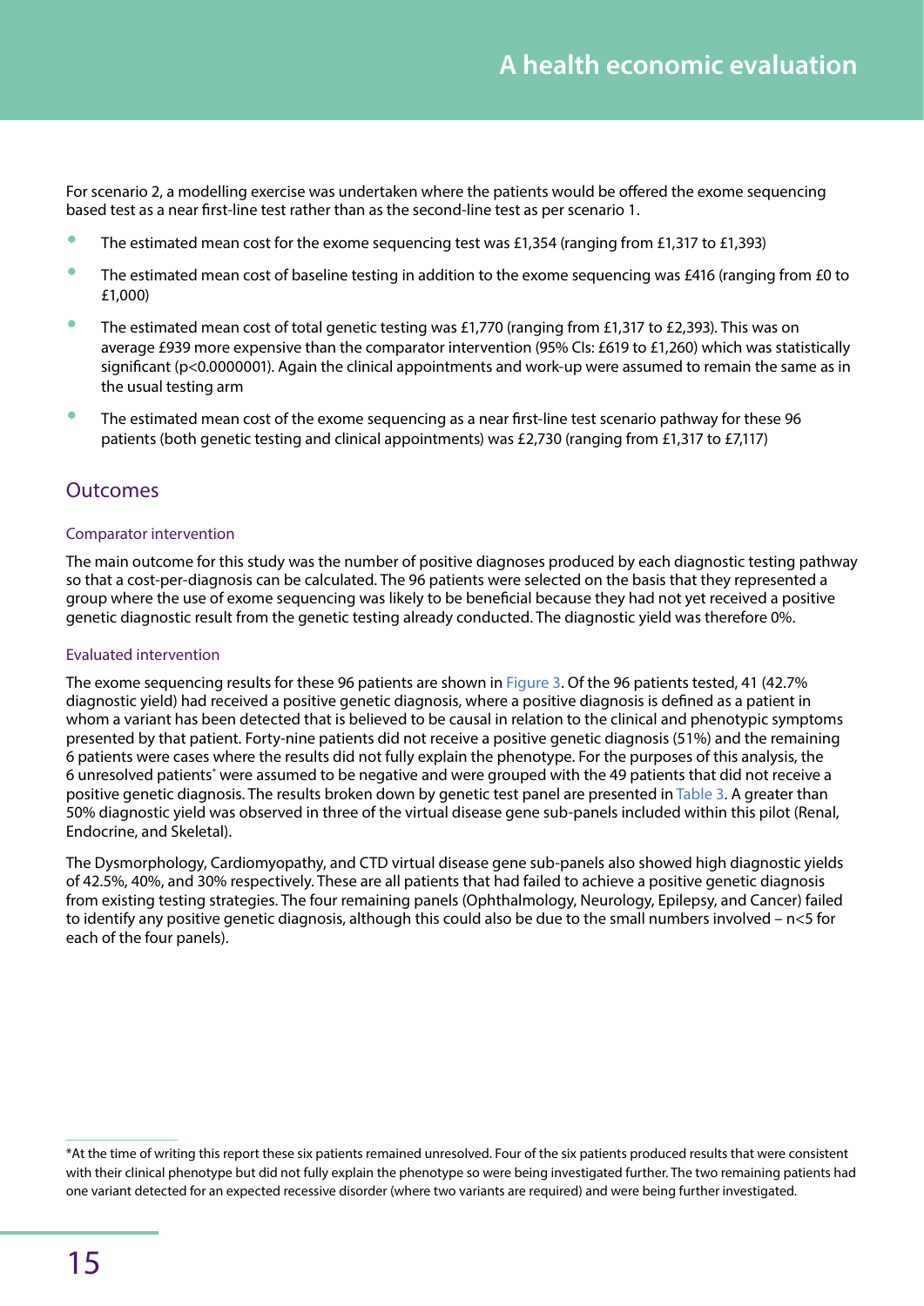For scenario 2, a modelling exercise was undertaken where the patients would be offered the exome sequencing based test as a near first-line test rather than as the second-line test as per scenario 1.

- The estimated mean cost for the exome sequencing test was £1,354 (ranging from £1,317 to £1,393)
- The estimated mean cost of baseline testing in addition to the exome sequencing was £416 (ranging from £0 to £1,000)
- The estimated mean cost of total genetic testing was £1,770 (ranging from £1,317 to £2,393). This was on average £939 more expensive than the comparator intervention (95% CIs: £619 to £1,260) which was statistically significant ($p<0.0000001$). Again the clinical appointments and work-up were assumed to remain the same as in the usual testing arm
- The estimated mean cost of the exome sequencing as a near first-line test scenario pathway for these 96 patients (both genetic testing and clinical appointments) was £2,730 (ranging from £1,317 to £7,117)

## Outcomes

### Comparator intervention

The main outcome for this study was the number of positive diagnoses produced by each diagnostic testing pathway so that a cost-per-diagnosis can be calculated. The 96 patients were selected on the basis that they represented a group where the use of exome sequencing was likely to be beneficial because they had not yet received a positive genetic diagnostic result from the genetic testing already conducted. The diagnostic yield was therefore 0%.

### Evaluated intervention

The exome sequencing results for these 96 patients are shown in Figure 3. Of the 96 patients tested, 41 (42.7% diagnostic yield) had received a positive genetic diagnosis, where a positive diagnosis is defined as a patient in whom a variant has been detected that is believed to be causal in relation to the clinical and phenotypic symptoms presented by that patient. Forty-nine patients did not receive a positive genetic diagnosis (51%) and the remaining 6 patients were cases where the results did not fully explain the phenotype. For the purposes of this analysis, the 6 unresolved patients* were assumed to be negative and were grouped with the 49 patients that did not receive a positive genetic diagnosis. The results broken down by genetic test panel are presented in Table 3. A greater than 50% diagnostic yield was observed in three of the virtual disease gene sub-panels included within this pilot (Renal, Endocrine, and Skeletal).

The Dysmorphology, Cardiomyopathy, and CTD virtual disease gene sub-panels also showed high diagnostic yields of 42.5%, 40%, and 30% respectively. These are all patients that had failed to achieve a positive genetic diagnosis from existing testing strategies. The four remaining panels (Ophthalmology, Neurology, Epilepsy, and Cancer) failed to identify any positive genetic diagnosis, although this could also be due to the small numbers involved – n<5 for each of the four panels).

*At the time of writing this report these six patients remained unresolved. Four of the six patients produced results that were consistent with their clinical phenotype but did not fully explain the phenotype so were being investigated further. The two remaining patients had one variant detected for an expected recessive disorder (where two variants are required) and were being further investigated.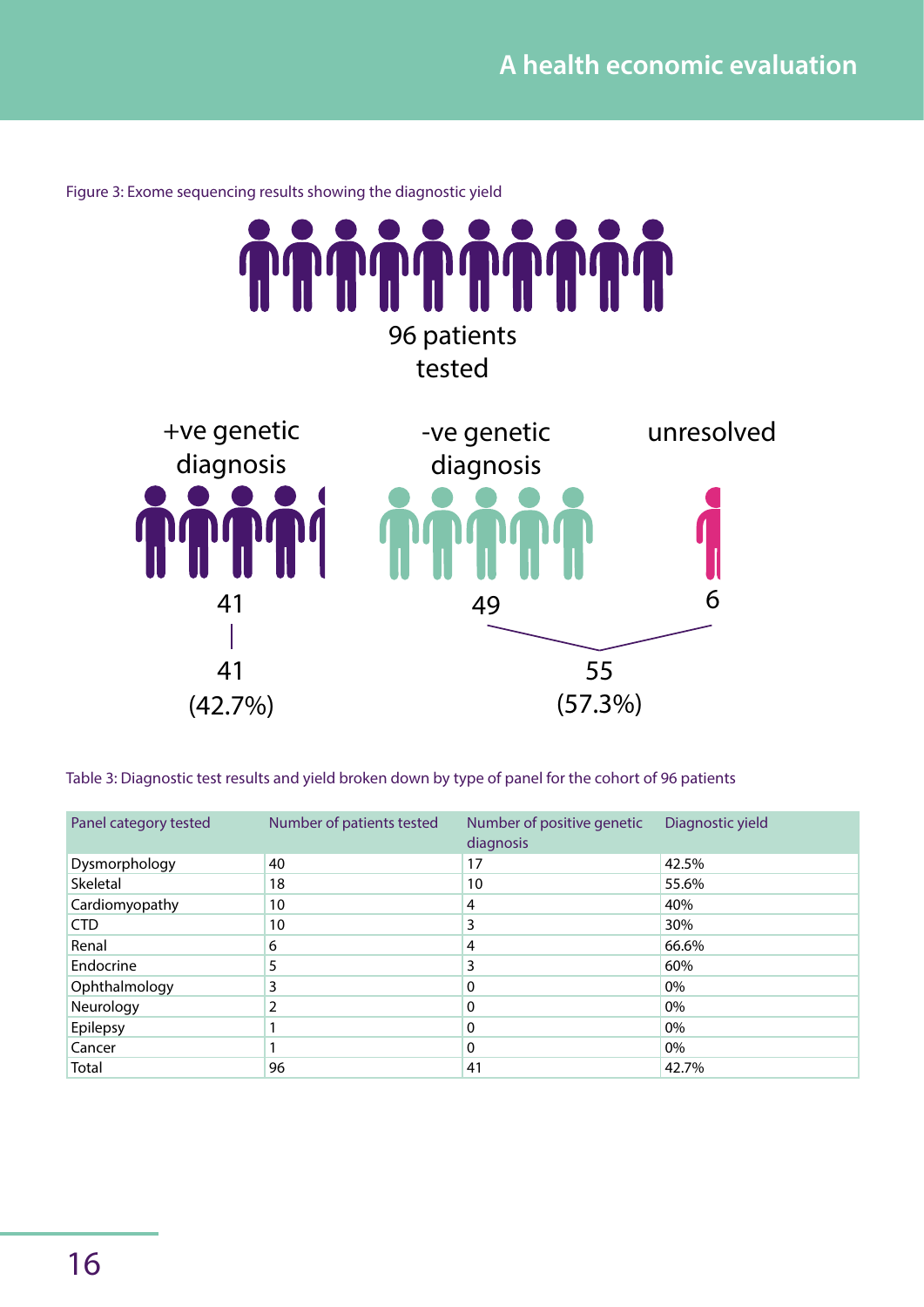Figure 3: Exome sequencing results showing the diagnostic yield

96 patients tested

+ve genetic diagnosis

41

41 (42.7%)

-ve genetic diagnosis

49

unresolved

6

55 (57.3%)

Table 3: Diagnostic test results and yield broken down by type of panel for the cohort of 96 patients

| Panel category tested | Number of patients tested | Number of positive genetic diagnosis | Diagnostic yield |
|---|---|---|---|
| Dysmorphology | 40 | 17 | 42.5% |
| Skeletal | 18 | 10 | 55.6% |
| Cardiomyopathy | 10 | 4 | 40% |
| CTD | 10 | 3 | 30% |
| Renal | 6 | 4 | 66.6% |
| Endocrine | 5 | 3 | 60% |
| Ophthalmology | 3 | 0 | 0% |
| Neurology | 2 | 0 | 0% |
| Epilepsy | 1 | 0 | 0% |
| Cancer | 1 | 0 | 0% |
| Total | 96 | 41 | 42.7% |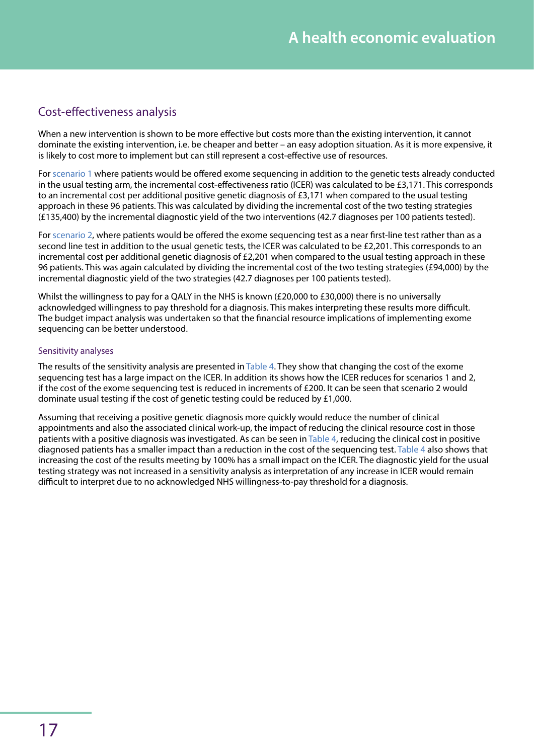## Cost-effectiveness analysis

When a new intervention is shown to be more effective but costs more than the existing intervention, it cannot dominate the existing intervention, i.e. be cheaper and better – an easy adoption situation. As it is more expensive, it is likely to cost more to implement but can still represent a cost-effective use of resources.

For scenario 1 where patients would be offered exome sequencing in addition to the genetic tests already conducted in the usual testing arm, the incremental cost-effectiveness ratio (ICER) was calculated to be £3,171. This corresponds to an incremental cost per additional positive genetic diagnosis of £3,171 when compared to the usual testing approach in these 96 patients. This was calculated by dividing the incremental cost of the two testing strategies (£135,400) by the incremental diagnostic yield of the two interventions (42.7 diagnoses per 100 patients tested).

For scenario 2, where patients would be offered the exome sequencing test as a near first-line test rather than as a second line test in addition to the usual genetic tests, the ICER was calculated to be £2,201. This corresponds to an incremental cost per additional genetic diagnosis of £2,201 when compared to the usual testing approach in these 96 patients. This was again calculated by dividing the incremental cost of the two testing strategies (£94,000) by the incremental diagnostic yield of the two strategies (42.7 diagnoses per 100 patients tested).

Whilst the willingness to pay for a QALY in the NHS is known (£20,000 to £30,000) there is no universally acknowledged willingness to pay threshold for a diagnosis. This makes interpreting these results more difficult. The budget impact analysis was undertaken so that the financial resource implications of implementing exome sequencing can be better understood.

### Sensitivity analyses

The results of the sensitivity analysis are presented in Table 4. They show that changing the cost of the exome sequencing test has a large impact on the ICER. In addition its shows how the ICER reduces for scenarios 1 and 2, if the cost of the exome sequencing test is reduced in increments of £200. It can be seen that scenario 2 would dominate usual testing if the cost of genetic testing could be reduced by £1,000.

Assuming that receiving a positive genetic diagnosis more quickly would reduce the number of clinical appointments and also the associated clinical work-up, the impact of reducing the clinical resource cost in those patients with a positive diagnosis was investigated. As can be seen in Table 4, reducing the clinical cost in positive diagnosed patients has a smaller impact than a reduction in the cost of the sequencing test. Table 4 also shows that increasing the cost of the results meeting by 100% has a small impact on the ICER. The diagnostic yield for the usual testing strategy was not increased in a sensitivity analysis as interpretation of any increase in ICER would remain difficult to interpret due to no acknowledged NHS willingness-to-pay threshold for a diagnosis.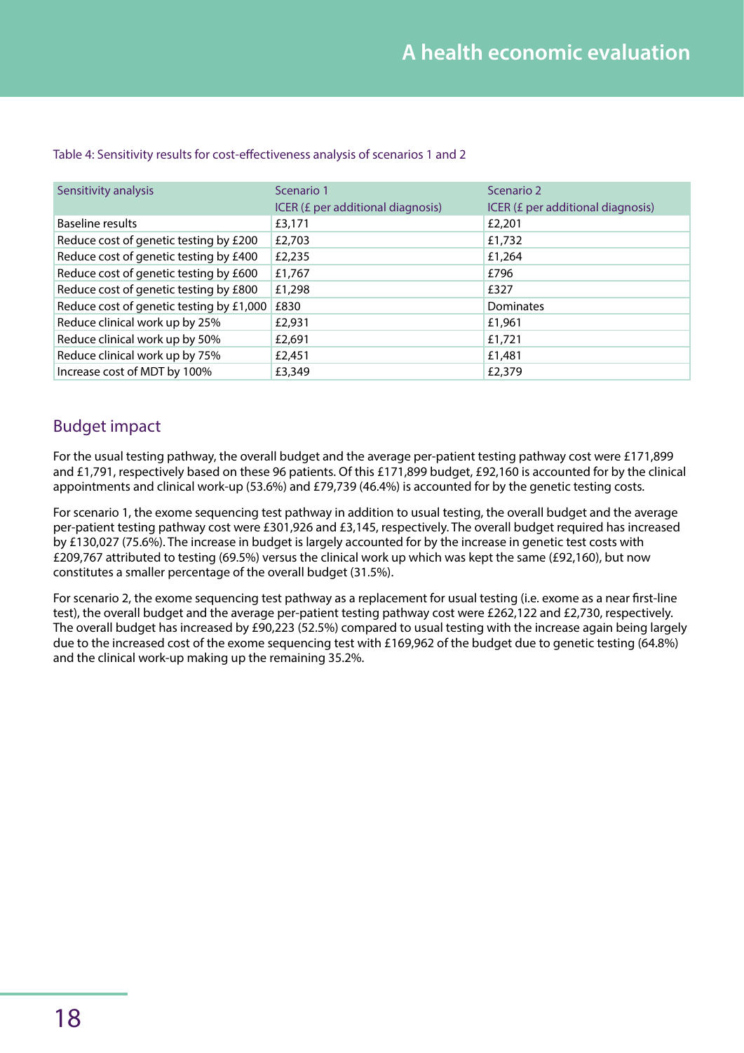Table 4: Sensitivity results for cost-effectiveness analysis of scenarios 1 and 2

| Sensitivity analysis | Scenario 1<br>ICER (£ per additional diagnosis) | Scenario 2<br>ICER (£ per additional diagnosis) |
|---|---|---|
| Baseline results | £3,171 | £2,201 |
| Reduce cost of genetic testing by £200 | £2,703 | £1,732 |
| Reduce cost of genetic testing by £400 | £2,235 | £1,264 |
| Reduce cost of genetic testing by £600 | £1,767 | £796 |
| Reduce cost of genetic testing by £800 | £1,298 | £327 |
| Reduce cost of genetic testing by £1,000 | £830 | Dominates |
| Reduce clinical work up by 25% | £2,931 | £1,961 |
| Reduce clinical work up by 50% | £2,691 | £1,721 |
| Reduce clinical work up by 75% | £2,451 | £1,481 |
| Increase cost of MDT by 100% | £3,349 | £2,379 |

## Budget impact

For the usual testing pathway, the overall budget and the average per-patient testing pathway cost were £171,899 and £1,791, respectively based on these 96 patients. Of this £171,899 budget, £92,160 is accounted for by the clinical appointments and clinical work-up (53.6%) and £79,739 (46.4%) is accounted for by the genetic testing costs.

For scenario 1, the exome sequencing test pathway in addition to usual testing, the overall budget and the average per-patient testing pathway cost were £301,926 and £3,145, respectively. The overall budget required has increased by £130,027 (75.6%). The increase in budget is largely accounted for by the increase in genetic test costs with £209,767 attributed to testing (69.5%) versus the clinical work up which was kept the same (£92,160), but now constitutes a smaller percentage of the overall budget (31.5%).

For scenario 2, the exome sequencing test pathway as a replacement for usual testing (i.e. exome as a near first-line test), the overall budget and the average per-patient testing pathway cost were £262,122 and £2,730, respectively. The overall budget has increased by £90,223 (52.5%) compared to usual testing with the increase again being largely due to the increased cost of the exome sequencing test with £169,962 of the budget due to genetic testing (64.8%) and the clinical work-up making up the remaining 35.2%.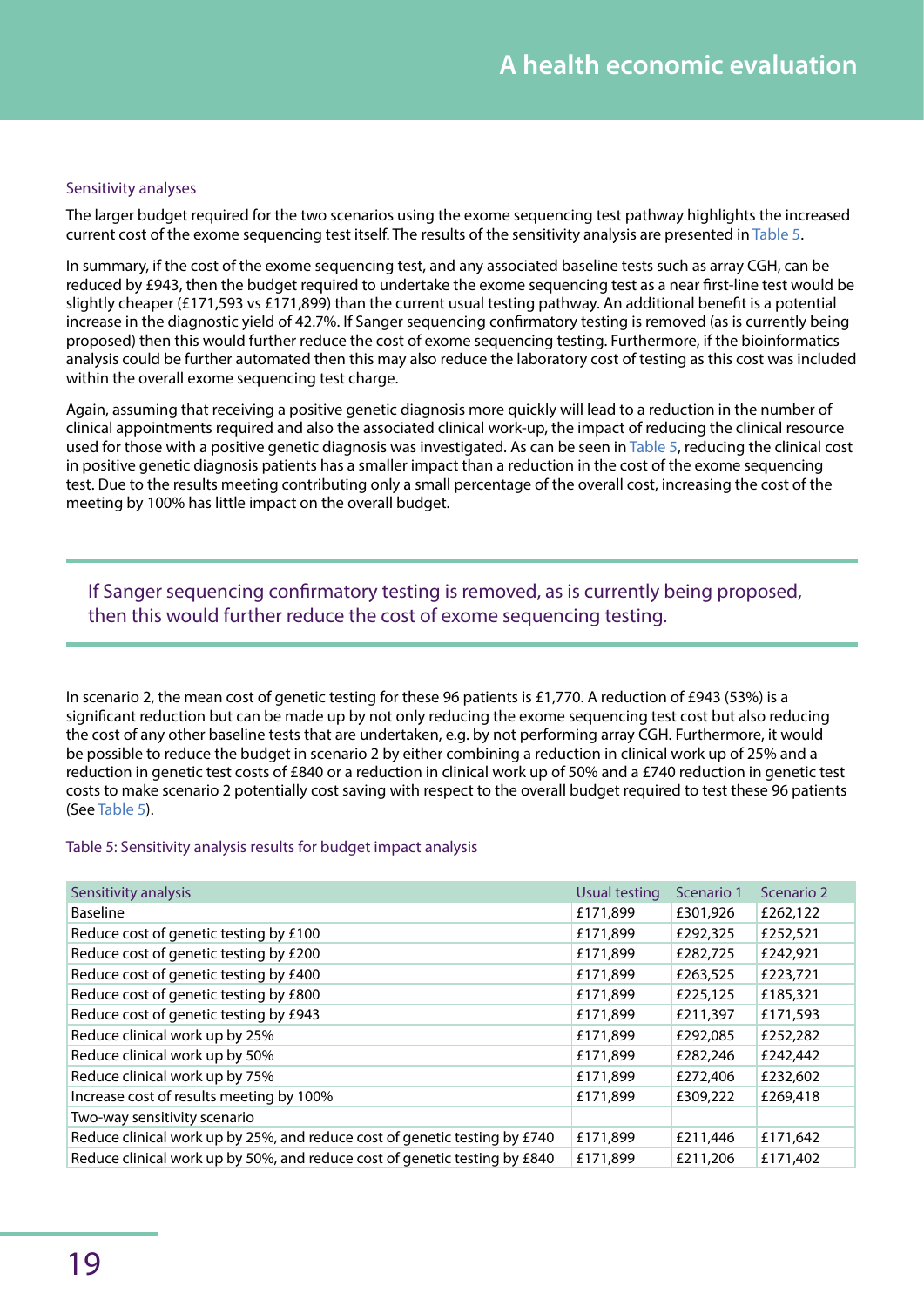### Sensitivity analyses

The larger budget required for the two scenarios using the exome sequencing test pathway highlights the increased current cost of the exome sequencing test itself. The results of the sensitivity analysis are presented in Table 5.

In summary, if the cost of the exome sequencing test, and any associated baseline tests such as array CGH, can be reduced by £943, then the budget required to undertake the exome sequencing test as a near first-line test would be slightly cheaper (£171,593 vs £171,899) than the current usual testing pathway. An additional benefit is a potential increase in the diagnostic yield of 42.7%. If Sanger sequencing confirmatory testing is removed (as is currently being proposed) then this would further reduce the cost of exome sequencing testing. Furthermore, if the bioinformatics analysis could be further automated then this may also reduce the laboratory cost of testing as this cost was included within the overall exome sequencing test charge.

Again, assuming that receiving a positive genetic diagnosis more quickly will lead to a reduction in the number of clinical appointments required and also the associated clinical work-up, the impact of reducing the clinical resource used for those with a positive genetic diagnosis was investigated. As can be seen in Table 5, reducing the clinical cost in positive genetic diagnosis patients has a smaller impact than a reduction in the cost of the exome sequencing test. Due to the results meeting contributing only a small percentage of the overall cost, increasing the cost of the meeting by 100% has little impact on the overall budget.

> If Sanger sequencing confirmatory testing is removed, as is currently being proposed, then this would further reduce the cost of exome sequencing testing.

In scenario 2, the mean cost of genetic testing for these 96 patients is £1,770. A reduction of £943 (53%) is a significant reduction but can be made up by not only reducing the exome sequencing test cost but also reducing the cost of any other baseline tests that are undertaken, e.g. by not performing array CGH. Furthermore, it would be possible to reduce the budget in scenario 2 by either combining a reduction in clinical work up of 25% and a reduction in genetic test costs of £840 or a reduction in clinical work up of 50% and a £740 reduction in genetic test costs to make scenario 2 potentially cost saving with respect to the overall budget required to test these 96 patients (See Table 5).

Table 5: Sensitivity analysis results for budget impact analysis

| Sensitivity analysis | Usual testing | Scenario 1 | Scenario 2 |
|---|---|---|---|
| Baseline | £171,899 | £301,926 | £262,122 |
| Reduce cost of genetic testing by £100 | £171,899 | £292,325 | £252,521 |
| Reduce cost of genetic testing by £200 | £171,899 | £282,725 | £242,921 |
| Reduce cost of genetic testing by £400 | £171,899 | £263,525 | £223,721 |
| Reduce cost of genetic testing by £800 | £171,899 | £225,125 | £185,321 |
| Reduce cost of genetic testing by £943 | £171,899 | £211,397 | £171,593 |
| Reduce clinical work up by 25% | £171,899 | £292,085 | £252,282 |
| Reduce clinical work up by 50% | £171,899 | £282,246 | £242,442 |
| Reduce clinical work up by 75% | £171,899 | £272,406 | £232,602 |
| Increase cost of results meeting by 100% | £171,899 | £309,222 | £269,418 |
| Two-way sensitivity scenario | | | |
| Reduce clinical work up by 25%, and reduce cost of genetic testing by £740 | £171,899 | £211,446 | £171,642 |
| Reduce clinical work up by 50%, and reduce cost of genetic testing by £840 | £171,899 | £211,206 | £171,402 |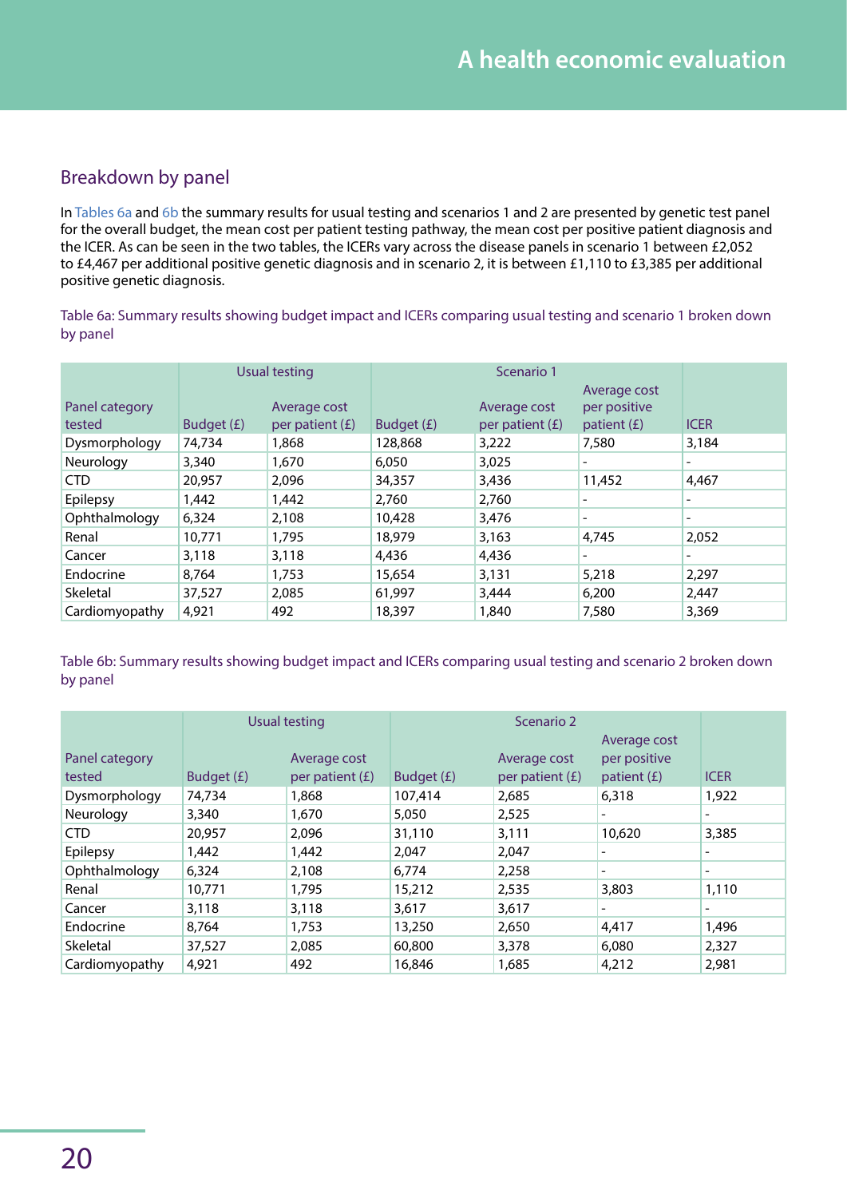## Breakdown by panel

In Tables 6a and 6b the summary results for usual testing and scenarios 1 and 2 are presented by genetic test panel for the overall budget, the mean cost per patient testing pathway, the mean cost per positive patient diagnosis and the ICER. As can be seen in the two tables, the ICERs vary across the disease panels in scenario 1 between £2,052 to £4,467 per additional positive genetic diagnosis and in scenario 2, it is between £1,110 to £3,385 per additional positive genetic diagnosis.

Table 6a: Summary results showing budget impact and ICERs comparing usual testing and scenario 1 broken down by panel

| | Usual testing | | Scenario 1 | | | |
|---|---|---|---|---|---|---|
| Panel category tested | Budget (£) | Average cost per patient (£) | Budget (£) | Average cost per patient (£) | Average cost per positive patient (£) | ICER |
| Dysmorphology | 74,734 | 1,868 | 128,868 | 3,222 | 7,580 | 3,184 |
| Neurology | 3,340 | 1,670 | 6,050 | 3,025 | - | - |
| CTD | 20,957 | 2,096 | 34,357 | 3,436 | 11,452 | 4,467 |
| Epilepsy | 1,442 | 1,442 | 2,760 | 2,760 | - | - |
| Ophthalmology | 6,324 | 2,108 | 10,428 | 3,476 | - | - |
| Renal | 10,771 | 1,795 | 18,979 | 3,163 | 4,745 | 2,052 |
| Cancer | 3,118 | 3,118 | 4,436 | 4,436 | - | - |
| Endocrine | 8,764 | 1,753 | 15,654 | 3,131 | 5,218 | 2,297 |
| Skeletal | 37,527 | 2,085 | 61,997 | 3,444 | 6,200 | 2,447 |
| Cardiomyopathy | 4,921 | 492 | 18,397 | 1,840 | 7,580 | 3,369 |

Table 6b: Summary results showing budget impact and ICERs comparing usual testing and scenario 2 broken down by panel

| | Usual testing | | Scenario 2 | | | |
|---|---|---|---|---|---|---|
| Panel category tested | Budget (£) | Average cost per patient (£) | Budget (£) | Average cost per patient (£) | Average cost per positive patient (£) | ICER |
| Dysmorphology | 74,734 | 1,868 | 107,414 | 2,685 | 6,318 | 1,922 |
| Neurology | 3,340 | 1,670 | 5,050 | 2,525 | - | - |
| CTD | 20,957 | 2,096 | 31,110 | 3,111 | 10,620 | 3,385 |
| Epilepsy | 1,442 | 1,442 | 2,047 | 2,047 | - | - |
| Ophthalmology | 6,324 | 2,108 | 6,774 | 2,258 | - | - |
| Renal | 10,771 | 1,795 | 15,212 | 2,535 | 3,803 | 1,110 |
| Cancer | 3,118 | 3,118 | 3,617 | 3,617 | - | - |
| Endocrine | 8,764 | 1,753 | 13,250 | 2,650 | 4,417 | 1,496 |
| Skeletal | 37,527 | 2,085 | 60,800 | 3,378 | 6,080 | 2,327 |
| Cardiomyopathy | 4,921 | 492 | 16,846 | 1,685 | 4,212 | 2,981 |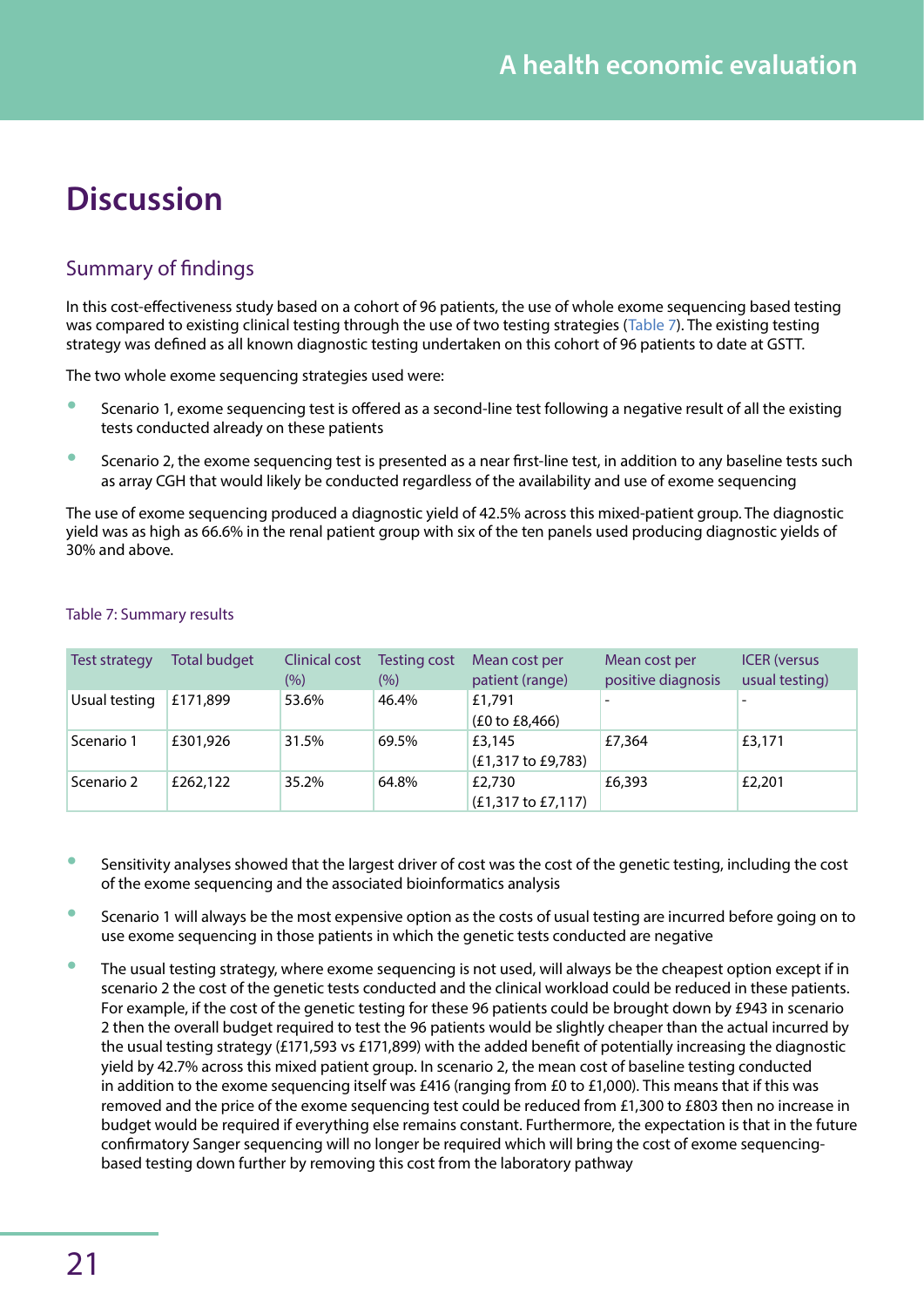# Discussion

## Summary of findings

In this cost-effectiveness study based on a cohort of 96 patients, the use of whole exome sequencing based testing was compared to existing clinical testing through the use of two testing strategies (Table 7). The existing testing strategy was defined as all known diagnostic testing undertaken on this cohort of 96 patients to date at GSTT.

The two whole exome sequencing strategies used were:

- Scenario 1, exome sequencing test is offered as a second-line test following a negative result of all the existing tests conducted already on these patients
- Scenario 2, the exome sequencing test is presented as a near first-line test, in addition to any baseline tests such as array CGH that would likely be conducted regardless of the availability and use of exome sequencing

The use of exome sequencing produced a diagnostic yield of 42.5% across this mixed-patient group. The diagnostic yield was as high as 66.6% in the renal patient group with six of the ten panels used producing diagnostic yields of 30% and above.

Table 7: Summary results

| Test strategy | Total budget | Clinical cost (%) | Testing cost (%) | Mean cost per patient (range) | Mean cost per positive diagnosis | ICER (versus usual testing) |
|---|---|---|---|---|---|---|
| Usual testing | £171,899 | 53.6% | 46.4% | £1,791 (£0 to £8,466) | - | - |
| Scenario 1 | £301,926 | 31.5% | 69.5% | £3,145 (£1,317 to £9,783) | £7,364 | £3,171 |
| Scenario 2 | £262,122 | 35.2% | 64.8% | £2,730 (£1,317 to £7,117) | £6,393 | £2,201 |

- Sensitivity analyses showed that the largest driver of cost was the cost of the genetic testing, including the cost of the exome sequencing and the associated bioinformatics analysis
- Scenario 1 will always be the most expensive option as the costs of usual testing are incurred before going on to use exome sequencing in those patients in which the genetic tests conducted are negative
- The usual testing strategy, where exome sequencing is not used, will always be the cheapest option except if in scenario 2 the cost of the genetic tests conducted and the clinical workload could be reduced in these patients. For example, if the cost of the genetic testing for these 96 patients could be brought down by £943 in scenario 2 then the overall budget required to test the 96 patients would be slightly cheaper than the actual incurred by the usual testing strategy (£171,593 vs £171,899) with the added benefit of potentially increasing the diagnostic yield by 42.7% across this mixed patient group. In scenario 2, the mean cost of baseline testing conducted in addition to the exome sequencing itself was £416 (ranging from £0 to £1,000). This means that if this was removed and the price of the exome sequencing test could be reduced from £1,300 to £803 then no increase in budget would be required if everything else remains constant. Furthermore, the expectation is that in the future confirmatory Sanger sequencing will no longer be required which will bring the cost of exome sequencing-based testing down further by removing this cost from the laboratory pathway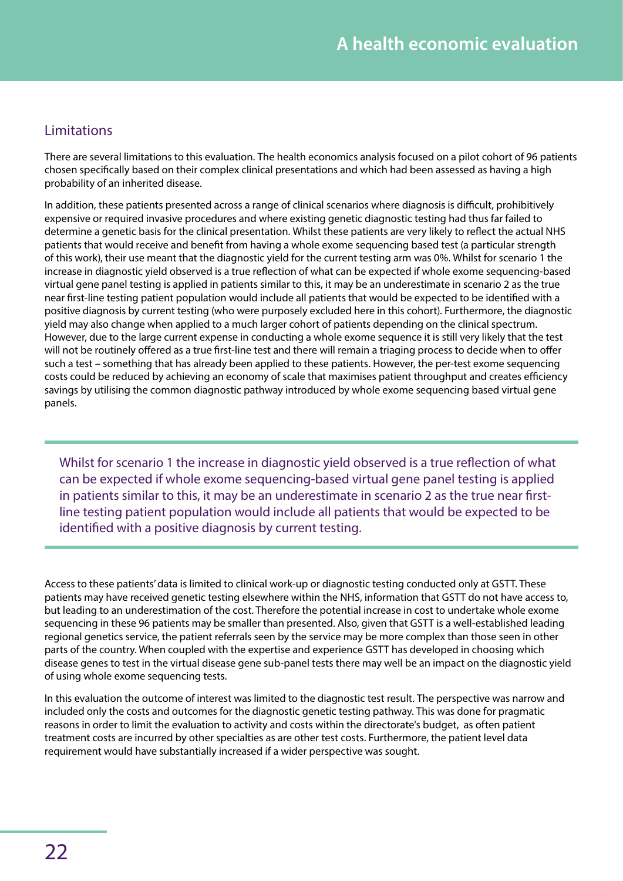## Limitations

There are several limitations to this evaluation. The health economics analysis focused on a pilot cohort of 96 patients chosen specifically based on their complex clinical presentations and which had been assessed as having a high probability of an inherited disease.

In addition, these patients presented across a range of clinical scenarios where diagnosis is difficult, prohibitively expensive or required invasive procedures and where existing genetic diagnostic testing had thus far failed to determine a genetic basis for the clinical presentation. Whilst these patients are very likely to reflect the actual NHS patients that would receive and benefit from having a whole exome sequencing based test (a particular strength of this work), their use meant that the diagnostic yield for the current testing arm was 0%. Whilst for scenario 1 the increase in diagnostic yield observed is a true reflection of what can be expected if whole exome sequencing-based virtual gene panel testing is applied in patients similar to this, it may be an underestimate in scenario 2 as the true near first-line testing patient population would include all patients that would be expected to be identified with a positive diagnosis by current testing (who were purposely excluded here in this cohort). Furthermore, the diagnostic yield may also change when applied to a much larger cohort of patients depending on the clinical spectrum. However, due to the large current expense in conducting a whole exome sequence it is still very likely that the test will not be routinely offered as a true first-line test and there will remain a triaging process to decide when to offer such a test – something that has already been applied to these patients. However, the per-test exome sequencing costs could be reduced by achieving an economy of scale that maximises patient throughput and creates efficiency savings by utilising the common diagnostic pathway introduced by whole exome sequencing based virtual gene panels.

> Whilst for scenario 1 the increase in diagnostic yield observed is a true reflection of what can be expected if whole exome sequencing-based virtual gene panel testing is applied in patients similar to this, it may be an underestimate in scenario 2 as the true near first-line testing patient population would include all patients that would be expected to be identified with a positive diagnosis by current testing.

Access to these patients' data is limited to clinical work-up or diagnostic testing conducted only at GSTT. These patients may have received genetic testing elsewhere within the NHS, information that GSTT do not have access to, but leading to an underestimation of the cost. Therefore the potential increase in cost to undertake whole exome sequencing in these 96 patients may be smaller than presented. Also, given that GSTT is a well-established leading regional genetics service, the patient referrals seen by the service may be more complex than those seen in other parts of the country. When coupled with the expertise and experience GSTT has developed in choosing which disease genes to test in the virtual disease gene sub-panel tests there may well be an impact on the diagnostic yield of using whole exome sequencing tests.

In this evaluation the outcome of interest was limited to the diagnostic test result. The perspective was narrow and included only the costs and outcomes for the diagnostic genetic testing pathway. This was done for pragmatic reasons in order to limit the evaluation to activity and costs within the directorate's budget, as often patient treatment costs are incurred by other specialties as are other test costs. Furthermore, the patient level data requirement would have substantially increased if a wider perspective was sought.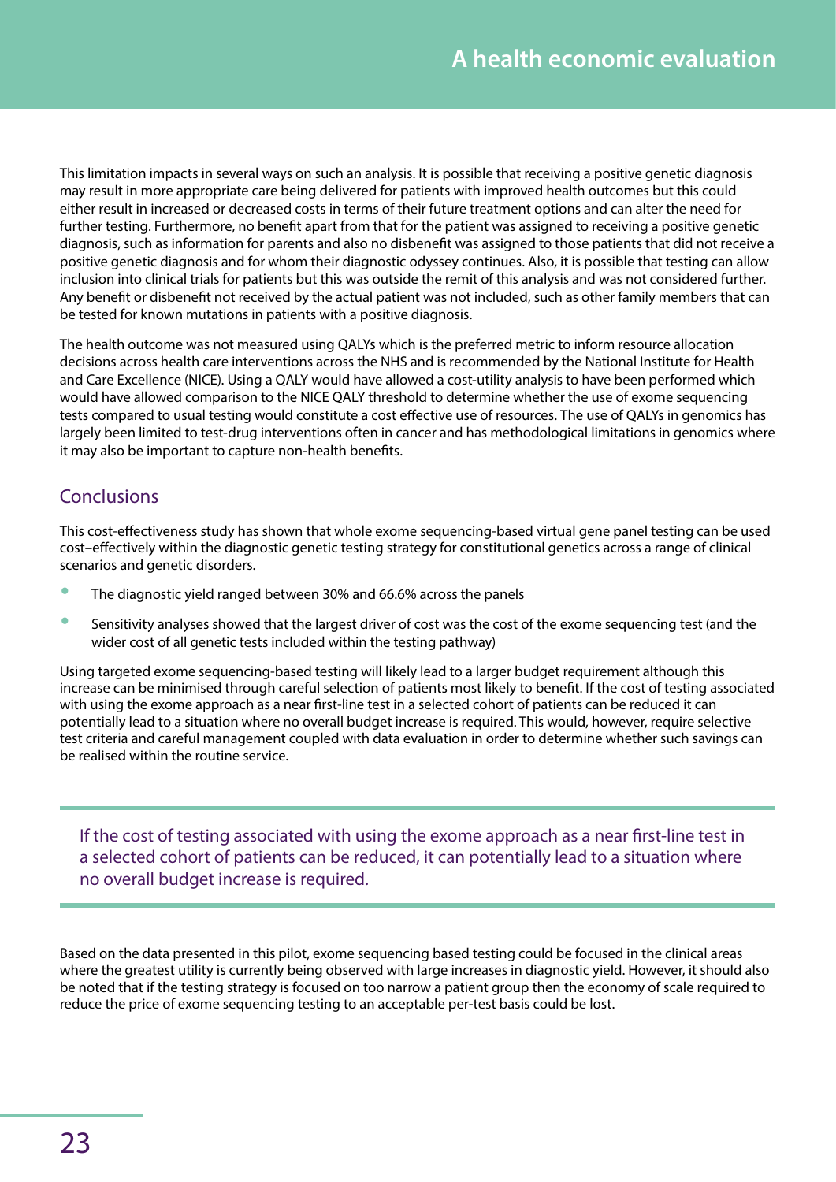This limitation impacts in several ways on such an analysis. It is possible that receiving a positive genetic diagnosis may result in more appropriate care being delivered for patients with improved health outcomes but this could either result in increased or decreased costs in terms of their future treatment options and can alter the need for further testing. Furthermore, no benefit apart from that for the patient was assigned to receiving a positive genetic diagnosis, such as information for parents and also no disbenefit was assigned to those patients that did not receive a positive genetic diagnosis and for whom their diagnostic odyssey continues. Also, it is possible that testing can allow inclusion into clinical trials for patients but this was outside the remit of this analysis and was not considered further. Any benefit or disbenefit not received by the actual patient was not included, such as other family members that can be tested for known mutations in patients with a positive diagnosis.

The health outcome was not measured using QALYs which is the preferred metric to inform resource allocation decisions across health care interventions across the NHS and is recommended by the National Institute for Health and Care Excellence (NICE). Using a QALY would have allowed a cost-utility analysis to have been performed which would have allowed comparison to the NICE QALY threshold to determine whether the use of exome sequencing tests compared to usual testing would constitute a cost effective use of resources. The use of QALYs in genomics has largely been limited to test-drug interventions often in cancer and has methodological limitations in genomics where it may also be important to capture non-health benefits.

## Conclusions

This cost-effectiveness study has shown that whole exome sequencing-based virtual gene panel testing can be used cost–effectively within the diagnostic genetic testing strategy for constitutional genetics across a range of clinical scenarios and genetic disorders.

- The diagnostic yield ranged between 30% and 66.6% across the panels
- Sensitivity analyses showed that the largest driver of cost was the cost of the exome sequencing test (and the wider cost of all genetic tests included within the testing pathway)

Using targeted exome sequencing-based testing will likely lead to a larger budget requirement although this increase can be minimised through careful selection of patients most likely to benefit. If the cost of testing associated with using the exome approach as a near first-line test in a selected cohort of patients can be reduced it can potentially lead to a situation where no overall budget increase is required. This would, however, require selective test criteria and careful management coupled with data evaluation in order to determine whether such savings can be realised within the routine service.

> If the cost of testing associated with using the exome approach as a near first-line test in a selected cohort of patients can be reduced, it can potentially lead to a situation where no overall budget increase is required.

Based on the data presented in this pilot, exome sequencing based testing could be focused in the clinical areas where the greatest utility is currently being observed with large increases in diagnostic yield. However, it should also be noted that if the testing strategy is focused on too narrow a patient group then the economy of scale required to reduce the price of exome sequencing testing to an acceptable per-test basis could be lost.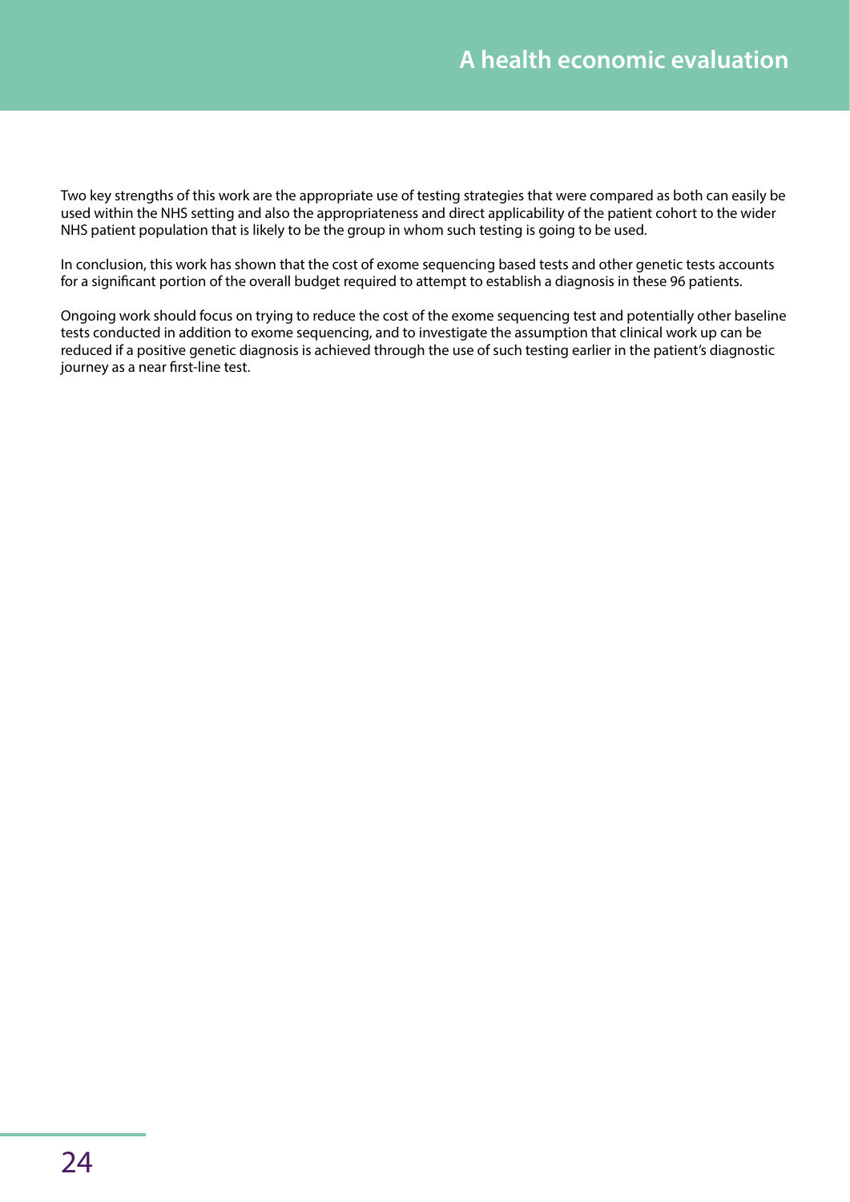Two key strengths of this work are the appropriate use of testing strategies that were compared as both can easily be used within the NHS setting and also the appropriateness and direct applicability of the patient cohort to the wider NHS patient population that is likely to be the group in whom such testing is going to be used.

In conclusion, this work has shown that the cost of exome sequencing based tests and other genetic tests accounts for a significant portion of the overall budget required to attempt to establish a diagnosis in these 96 patients.

Ongoing work should focus on trying to reduce the cost of the exome sequencing test and potentially other baseline tests conducted in addition to exome sequencing, and to investigate the assumption that clinical work up can be reduced if a positive genetic diagnosis is achieved through the use of such testing earlier in the patient's diagnostic journey as a near first-line test.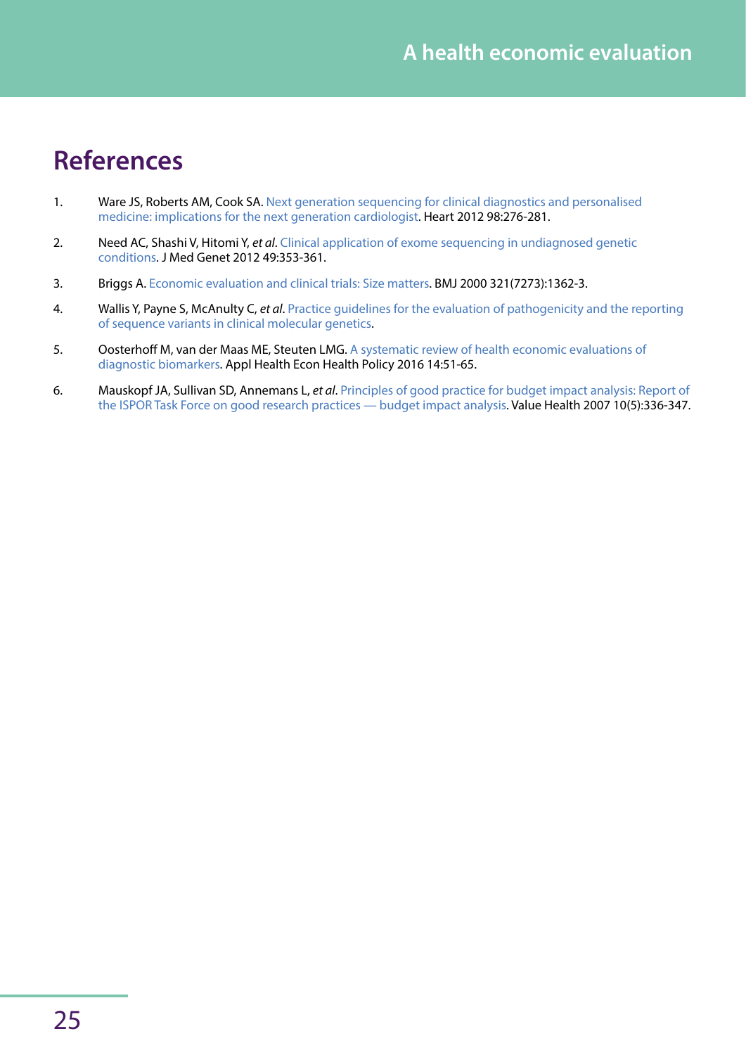# References

1. Ware JS, Roberts AM, Cook SA. Next generation sequencing for clinical diagnostics and personalised medicine: implications for the next generation cardiologist. Heart 2012 98:276-281.

2. Need AC, Shashi V, Hitomi Y, *et al*. Clinical application of exome sequencing in undiagnosed genetic conditions. J Med Genet 2012 49:353-361.

3. Briggs A. Economic evaluation and clinical trials: Size matters. BMJ 2000 321(7273):1362-3.

4. Wallis Y, Payne S, McAnulty C, *et al*. Practice guidelines for the evaluation of pathogenicity and the reporting of sequence variants in clinical molecular genetics.

5. Oosterhoff M, van der Maas ME, Steuten LMG. A systematic review of health economic evaluations of diagnostic biomarkers. Appl Health Econ Health Policy 2016 14:51-65.

6. Mauskopf JA, Sullivan SD, Annemans L, *et al*. Principles of good practice for budget impact analysis: Report of the ISPOR Task Force on good research practices — budget impact analysis. Value Health 2007 10(5):336-347.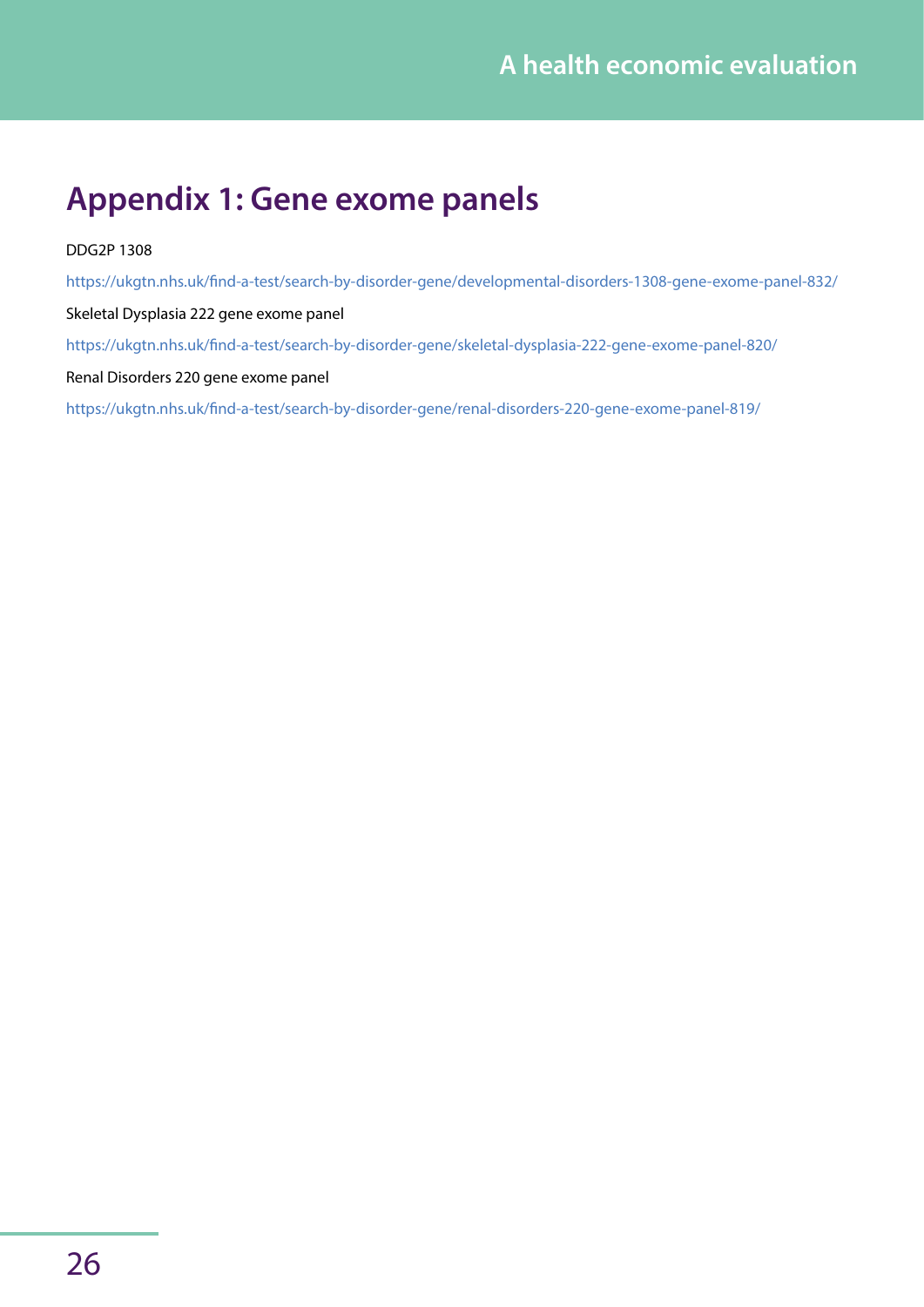# Appendix 1: Gene exome panels

DDG2P 1308

https://ukgtn.nhs.uk/find-a-test/search-by-disorder-gene/developmental-disorders-1308-gene-exome-panel-832/

Skeletal Dysplasia 222 gene exome panel

https://ukgtn.nhs.uk/find-a-test/search-by-disorder-gene/skeletal-dysplasia-222-gene-exome-panel-820/

Renal Disorders 220 gene exome panel

https://ukgtn.nhs.uk/find-a-test/search-by-disorder-gene/renal-disorders-220-gene-exome-panel-819/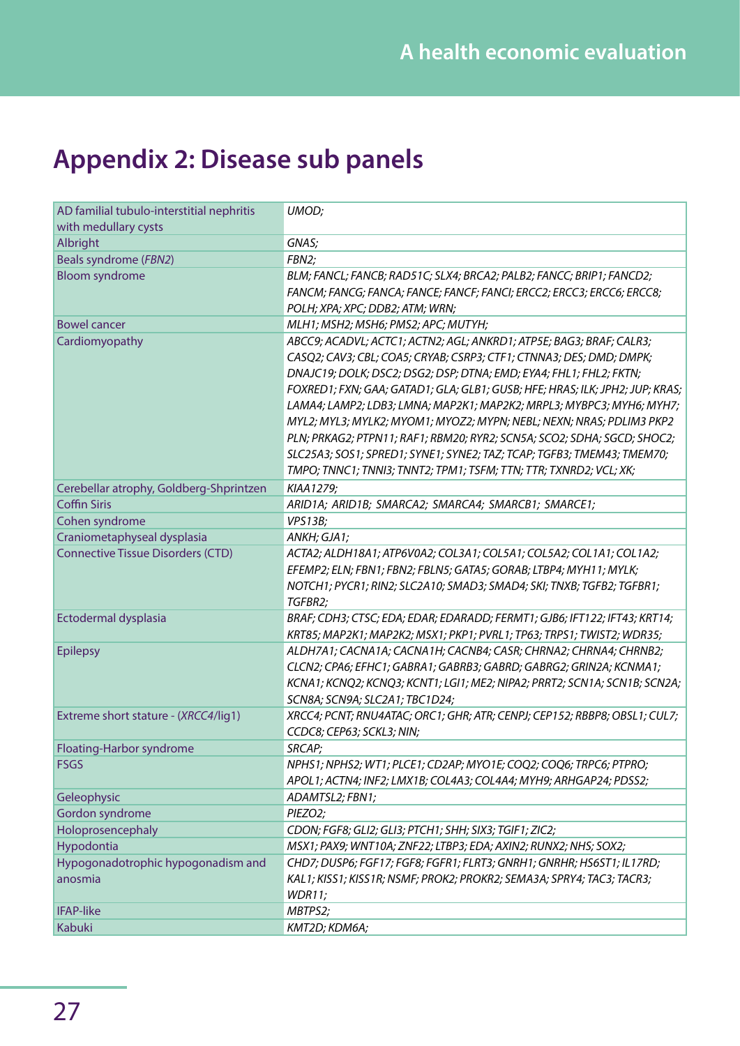# Appendix 2: Disease sub panels

| | |
|---|---|
| AD familial tubulo-interstitial nephritis with medullary cysts | *UMOD;* |
| Albright | *GNAS;* |
| Beals syndrome (*FBN2*) | *FBN2;* |
| Bloom syndrome | *BLM; FANCL; FANCB; RAD51C; SLX4; BRCA2; PALB2; FANCC; BRIP1; FANCD2; FANCM; FANCG; FANCA; FANCE; FANCF; FANCI; ERCC2; ERCC3; ERCC6; ERCC8; POLH; XPA; XPC; DDB2; ATM; WRN;* |
| Bowel cancer | *MLH1; MSH2; MSH6; PMS2; APC; MUTYH;* |
| Cardiomyopathy | *ABCC9; ACADVL; ACTC1; ACTN2; AGL; ANKRD1; ATP5E; BAG3; BRAF; CALR3; CASQ2; CAV3; CBL; COA5; CRYAB; CSRP3; CTF1; CTNNA3; DES; DMD; DMPK; DNAJC19; DOLK; DSC2; DSG2; DSP; DTNA; EMD; EYA4; FHL1; FHL2; FKTN; FOXRED1; FXN; GAA; GATAD1; GLA; GLB1; GUSB; HFE; HRAS; ILK; JPH2; JUP; KRAS; LAMA4; LAMP2; LDB3; LMNA; MAP2K1; MAP2K2; MRPL3; MYBPC3; MYH6; MYH7; MYL2; MYL3; MYLK2; MYOM1; MYOZ2; MYPN; NEBL; NEXN; NRAS; PDLIM3 PKP2 PLN; PRKAG2; PTPN11; RAF1; RBM20; RYR2; SCN5A; SCO2; SDHA; SGCD; SHOC2; SLC25A3; SOS1; SPRED1; SYNE1; SYNE2; TAZ; TCAP; TGFB3; TMEM43; TMEM70; TMPO; TNNC1; TNNI3; TNNT2; TPM1; TSFM; TTN; TTR; TXNRD2; VCL; XK;* |
| Cerebellar atrophy, Goldberg-Shprintzen | *KIAA1279;* |
| Coffin Siris | *ARID1A; ARID1B; SMARCA2; SMARCA4; SMARCB1; SMARCE1;* |
| Cohen syndrome | *VPS13B;* |
| Craniometaphyseal dysplasia | *ANKH; GJA1;* |
| Connective Tissue Disorders (CTD) | *ACTA2; ALDH18A1; ATP6V0A2; COL3A1; COL5A1; COL5A2; COL1A1; COL1A2; EFEMP2; ELN; FBN1; FBN2; FBLN5; GATA5; GORAB; LTBP4; MYH11; MYLK; NOTCH1; PYCR1; RIN2; SLC2A10; SMAD3; SMAD4; SKI; TNXB; TGFB2; TGFBR1; TGFBR2;* |
| Ectodermal dysplasia | *BRAF; CDH3; CTSC; EDA; EDAR; EDARADD; FERMT1; GJB6; IFT122; IFT43; KRT14; KRT85; MAP2K1; MAP2K2; MSX1; PKP1; PVRL1; TP63; TRPS1; TWIST2; WDR35;* |
| Epilepsy | *ALDH7A1; CACNA1A; CACNA1H; CACNB4; CASR; CHRNA2; CHRNA4; CHRNB2; CLCN2; CPA6; EFHC1; GABRA1; GABRB3; GABRD; GABRG2; GRIN2A; KCNMA1; KCNA1; KCNQ2; KCNQ3; KCNT1; LGI1; ME2; NIPA2; PRRT2; SCN1A; SCN1B; SCN2A; SCN8A; SCN9A; SLC2A1; TBC1D24;* |
| Extreme short stature - (*XRCC4*/lig1) | *XRCC4; PCNT; RNU4ATAC; ORC1; GHR; ATR; CENPJ; CEP152; RBBP8; OBSL1; CUL7; CCDC8; CEP63; SCKL3; NIN;* |
| Floating-Harbor syndrome | *SRCAP;* |
| FSGS | *NPHS1; NPHS2; WT1; PLCE1; CD2AP; MYO1E; COQ2; COQ6; TRPC6; PTPRO; APOL1; ACTN4; INF2; LMX1B; COL4A3; COL4A4; MYH9; ARHGAP24; PDSS2;* |
| Geleophysic | *ADAMTSL2; FBN1;* |
| Gordon syndrome | *PIEZO2;* |
| Holoprosencephaly | *CDON; FGF8; GLI2; GLI3; PTCH1; SHH; SIX3; TGIF1; ZIC2;* |
| Hypodontia | *MSX1; PAX9; WNT10A; ZNF22; LTBP3; EDA; AXIN2; RUNX2; NHS; SOX2;* |
| Hypogonadotrophic hypogonadism and anosmia | *CHD7; DUSP6; FGF17; FGF8; FGFR1; FLRT3; GNRH1; GNRHR; HS6ST1; IL17RD; KAL1; KISS1; KISS1R; NSMF; PROK2; PROKR2; SEMA3A; SPRY4; TAC3; TACR3; WDR11;* |
| IFAP-like | *MBTPS2;* |
| Kabuki | *KMT2D; KDM6A;* |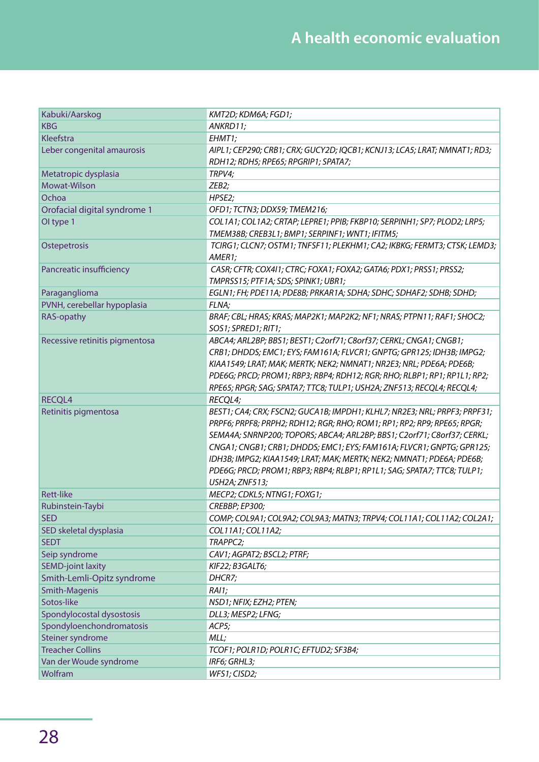| | |
|---|---|
| Kabuki/Aarskog | *KMT2D; KDM6A; FGD1;* |
| KBG | *ANKRD11;* |
| Kleefstra | *EHMT1;* |
| Leber congenital amaurosis | *AIPL1; CEP290; CRB1; CRX; GUCY2D; IQCB1; KCNJ13; LCA5; LRAT; NMNAT1; RD3; RDH12; RDH5; RPE65; RPGRIP1; SPATA7;* |
| Metatropic dysplasia | *TRPV4;* |
| Mowat-Wilson | *ZEB2;* |
| Ochoa | *HPSE2;* |
| Orofacial digital syndrome 1 | *OFD1; TCTN3; DDX59; TMEM216;* |
| OI type 1 | *COL1A1; COL1A2; CRTAP; LEPRE1; PPIB; FKBP10; SERPINH1; SP7; PLOD2; LRP5; TMEM38B; CREB3L1; BMP1; SERPINF1; WNT1; IFITM5;* |
| Ostepetrosis | *TCIRG1; CLCN7; OSTM1; TNFSF11; PLEKHM1; CA2; IKBKG; FERMT3; CTSK; LEMD3; AMER1;* |
| Pancreatic insufficiency | *CASR; CFTR; COX4I1; CTRC; FOXA1; FOXA2; GATA6; PDX1; PRSS1; PRSS2; TMPRSS15; PTF1A; SDS; SPINK1; UBR1;* |
| Paraganglioma | *EGLN1; FH; PDE11A; PDE8B; PRKAR1A; SDHA; SDHC; SDHAF2; SDHB; SDHD;* |
| PVNH, cerebellar hypoplasia | *FLNA;* |
| RAS-opathy | *BRAF; CBL; HRAS; KRAS; MAP2K1; MAP2K2; NF1; NRAS; PTPN11; RAF1; SHOC2; SOS1; SPRED1; RIT1;* |
| Recessive retinitis pigmentosa | *ABCA4; ARL2BP; BBS1; BEST1; C2orf71; C8orf37; CERKL; CNGA1; CNGB1; CRB1; DHDDS; EMC1; EYS; FAM161A; FLVCR1; GNPTG; GPR125; IDH3B; IMPG2; KIAA1549; LRAT; MAK; MERTK; NEK2; NMNAT1; NR2E3; NRL; PDE6A; PDE6B; PDE6G; PRCD; PROM1; RBP3; RBP4; RDH12; RGR; RHO; RLBP1; RP1; RP1L1; RP2; RPE65; RPGR; SAG; SPATA7; TTC8; TULP1; USH2A; ZNF513; RECQL4; RECQL4;* |
| RECQL4 | *RECQL4;* |
| Retinitis pigmentosa | *BEST1; CA4; CRX; FSCN2; GUCA1B; IMPDH1; KLHL7; NR2E3; NRL; PRPF3; PRPF31; PRPF6; PRPF8; PRPH2; RDH12; RGR; RHO; ROM1; RP1; RP2; RP9; RPE65; RPGR; SEMA4A; SNRNP200; TOPORS; ABCA4; ARL2BP; BBS1; C2orf71; C8orf37; CERKL; CNGA1; CNGB1; CRB1; DHDDS; EMC1; EYS; FAM161A; FLVCR1; GNPTG; GPR125; IDH3B; IMPG2; KIAA1549; LRAT; MAK; MERTK; NEK2; NMNAT1; PDE6A; PDE6B; PDE6G; PRCD; PROM1; RBP3; RBP4; RLBP1; RP1L1; SAG; SPATA7; TTC8; TULP1; USH2A; ZNF513;* |
| Rett-like | *MECP2; CDKL5; NTNG1; FOXG1;* |
| Rubinstein-Taybi | *CREBBP; EP300;* |
| SED | *COMP; COL9A1; COL9A2; COL9A3; MATN3; TRPV4; COL11A1; COL11A2; COL2A1;* |
| SED skeletal dysplasia | *COL11A1; COL11A2;* |
| SEDT | *TRAPPC2;* |
| Seip syndrome | *CAV1; AGPAT2; BSCL2; PTRF;* |
| SEMD-joint laxity | *KIF22; B3GALT6;* |
| Smith-Lemli-Opitz syndrome | *DHCR7;* |
| Smith-Magenis | *RAI1;* |
| Sotos-like | *NSD1; NFIX; EZH2; PTEN;* |
| Spondylocostal dysostosis | *DLL3; MESP2; LFNG;* |
| Spondyloenchondromatosis | *ACP5;* |
| Steiner syndrome | *MLL;* |
| Treacher Collins | *TCOF1; POLR1D; POLR1C; EFTUD2; SF3B4;* |
| Van der Woude syndrome | *IRF6; GRHL3;* |
| Wolfram | *WFS1; CISD2;* |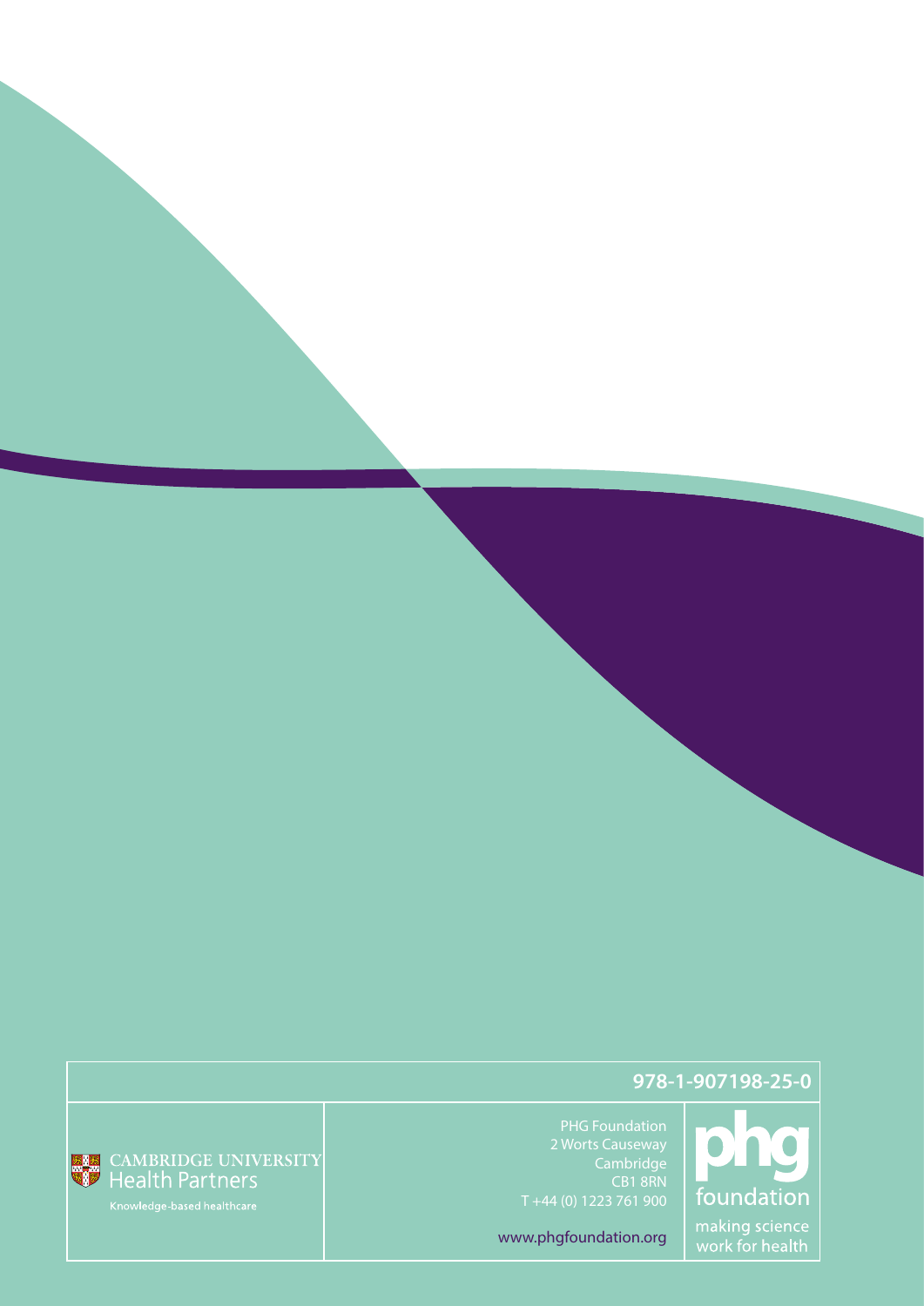978-1-907198-25-0

CAMBRIDGE UNIVERSITY
Health Partners

Knowledge-based healthcare

PHG Foundation
2 Worts Causeway
Cambridge
CB1 8RN
T +44 (0) 1223 761 900

www.phgfoundation.org

phg
foundation

making science
work for health